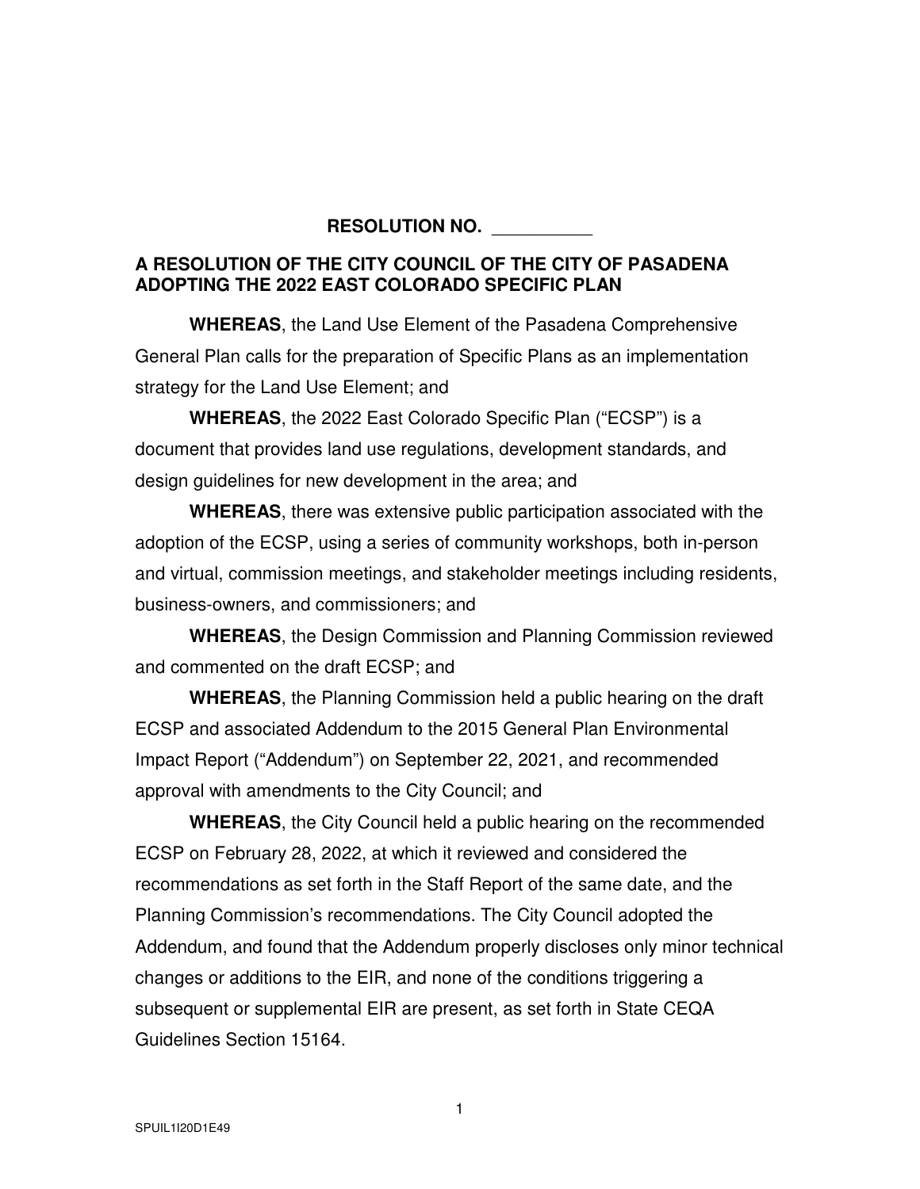# RESOLUTION NO. __________

## A RESOLUTION OF THE CITY COUNCIL OF THE CITY OF PASADENA ADOPTING THE 2022 EAST COLORADO SPECIFIC PLAN

**WHEREAS**, the Land Use Element of the Pasadena Comprehensive General Plan calls for the preparation of Specific Plans as an implementation strategy for the Land Use Element; and

**WHEREAS**, the 2022 East Colorado Specific Plan ("ECSP") is a document that provides land use regulations, development standards, and design guidelines for new development in the area; and

**WHEREAS**, there was extensive public participation associated with the adoption of the ECSP, using a series of community workshops, both in-person and virtual, commission meetings, and stakeholder meetings including residents, business-owners, and commissioners; and

**WHEREAS**, the Design Commission and Planning Commission reviewed and commented on the draft ECSP; and

**WHEREAS**, the Planning Commission held a public hearing on the draft ECSP and associated Addendum to the 2015 General Plan Environmental Impact Report ("Addendum") on September 22, 2021, and recommended approval with amendments to the City Council; and

**WHEREAS**, the City Council held a public hearing on the recommended ECSP on February 28, 2022, at which it reviewed and considered the recommendations as set forth in the Staff Report of the same date, and the Planning Commission's recommendations. The City Council adopted the Addendum, and found that the Addendum properly discloses only minor technical changes or additions to the EIR, and none of the conditions triggering a subsequent or supplemental EIR are present, as set forth in State CEQA Guidelines Section 15164.

SPUIL1I20D1E49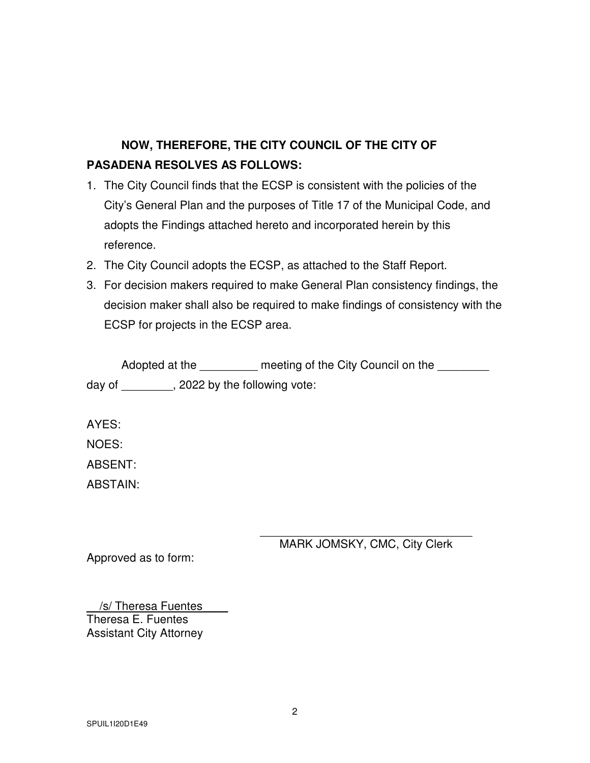**NOW, THEREFORE, THE CITY COUNCIL OF THE CITY OF PASADENA RESOLVES AS FOLLOWS:**

1. The City Council finds that the ECSP is consistent with the policies of the City's General Plan and the purposes of Title 17 of the Municipal Code, and adopts the Findings attached hereto and incorporated herein by this reference.
2. The City Council adopts the ECSP, as attached to the Staff Report.
3. For decision makers required to make General Plan consistency findings, the decision maker shall also be required to make findings of consistency with the ECSP for projects in the ECSP area.

Adopted at the _________ meeting of the City Council on the ________ day of ________, 2022 by the following vote:

AYES:

NOES:

ABSENT:

ABSTAIN:

___________________________________
MARK JOMSKY, CMC, City Clerk

Approved as to form:

/s/ Theresa Fuentes
Theresa E. Fuentes
Assistant City Attorney

SPUIL1I20D1E49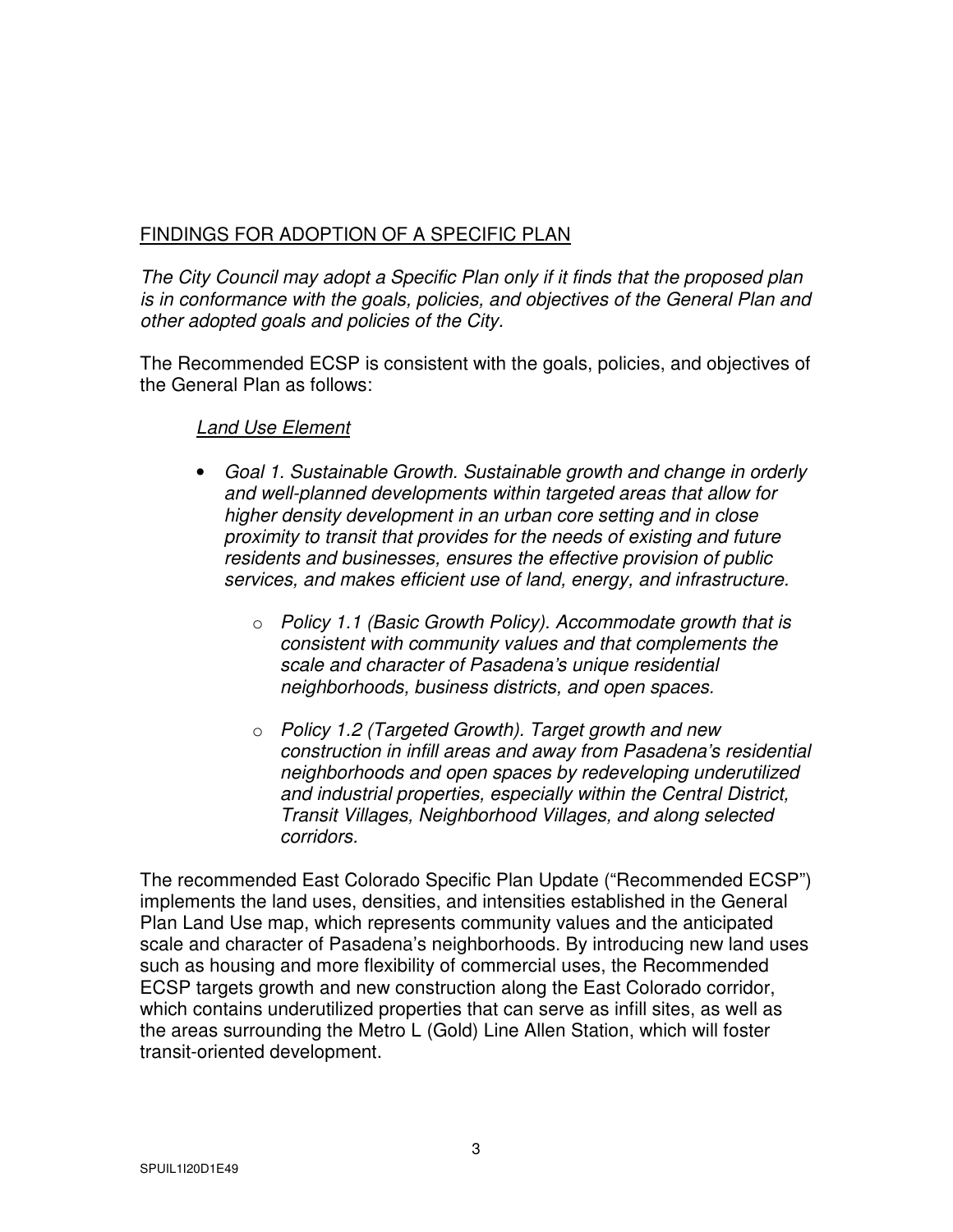## FINDINGS FOR ADOPTION OF A SPECIFIC PLAN

*The City Council may adopt a Specific Plan only if it finds that the proposed plan is in conformance with the goals, policies, and objectives of the General Plan and other adopted goals and policies of the City.*

The Recommended ECSP is consistent with the goals, policies, and objectives of the General Plan as follows:

### *Land Use Element*

- *Goal 1. Sustainable Growth. Sustainable growth and change in orderly and well-planned developments within targeted areas that allow for higher density development in an urban core setting and in close proximity to transit that provides for the needs of existing and future residents and businesses, ensures the effective provision of public services, and makes efficient use of land, energy, and infrastructure.*
  - *Policy 1.1 (Basic Growth Policy). Accommodate growth that is consistent with community values and that complements the scale and character of Pasadena's unique residential neighborhoods, business districts, and open spaces.*
  - *Policy 1.2 (Targeted Growth). Target growth and new construction in infill areas and away from Pasadena's residential neighborhoods and open spaces by redeveloping underutilized and industrial properties, especially within the Central District, Transit Villages, Neighborhood Villages, and along selected corridors.*

The recommended East Colorado Specific Plan Update ("Recommended ECSP") implements the land uses, densities, and intensities established in the General Plan Land Use map, which represents community values and the anticipated scale and character of Pasadena's neighborhoods. By introducing new land uses such as housing and more flexibility of commercial uses, the Recommended ECSP targets growth and new construction along the East Colorado corridor, which contains underutilized properties that can serve as infill sites, as well as the areas surrounding the Metro L (Gold) Line Allen Station, which will foster transit-oriented development.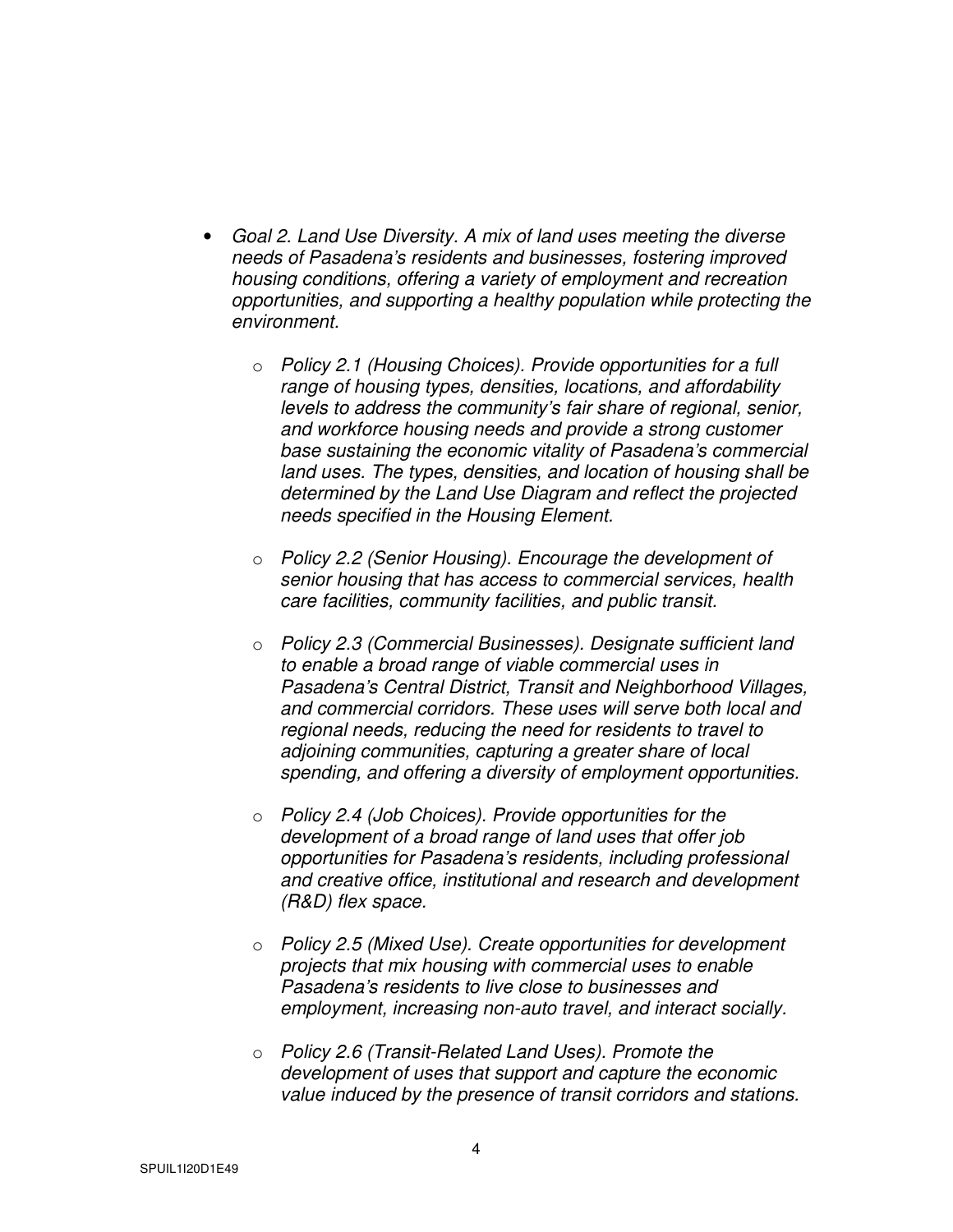- *Goal 2. Land Use Diversity. A mix of land uses meeting the diverse needs of Pasadena's residents and businesses, fostering improved housing conditions, offering a variety of employment and recreation opportunities, and supporting a healthy population while protecting the environment.*

    - *Policy 2.1 (Housing Choices). Provide opportunities for a full range of housing types, densities, locations, and affordability levels to address the community's fair share of regional, senior, and workforce housing needs and provide a strong customer base sustaining the economic vitality of Pasadena's commercial land uses. The types, densities, and location of housing shall be determined by the Land Use Diagram and reflect the projected needs specified in the Housing Element.*

    - *Policy 2.2 (Senior Housing). Encourage the development of senior housing that has access to commercial services, health care facilities, community facilities, and public transit.*

    - *Policy 2.3 (Commercial Businesses). Designate sufficient land to enable a broad range of viable commercial uses in Pasadena's Central District, Transit and Neighborhood Villages, and commercial corridors. These uses will serve both local and regional needs, reducing the need for residents to travel to adjoining communities, capturing a greater share of local spending, and offering a diversity of employment opportunities.*

    - *Policy 2.4 (Job Choices). Provide opportunities for the development of a broad range of land uses that offer job opportunities for Pasadena's residents, including professional and creative office, institutional and research and development (R&D) flex space.*

    - *Policy 2.5 (Mixed Use). Create opportunities for development projects that mix housing with commercial uses to enable Pasadena's residents to live close to businesses and employment, increasing non-auto travel, and interact socially.*

    - *Policy 2.6 (Transit-Related Land Uses). Promote the development of uses that support and capture the economic value induced by the presence of transit corridors and stations.*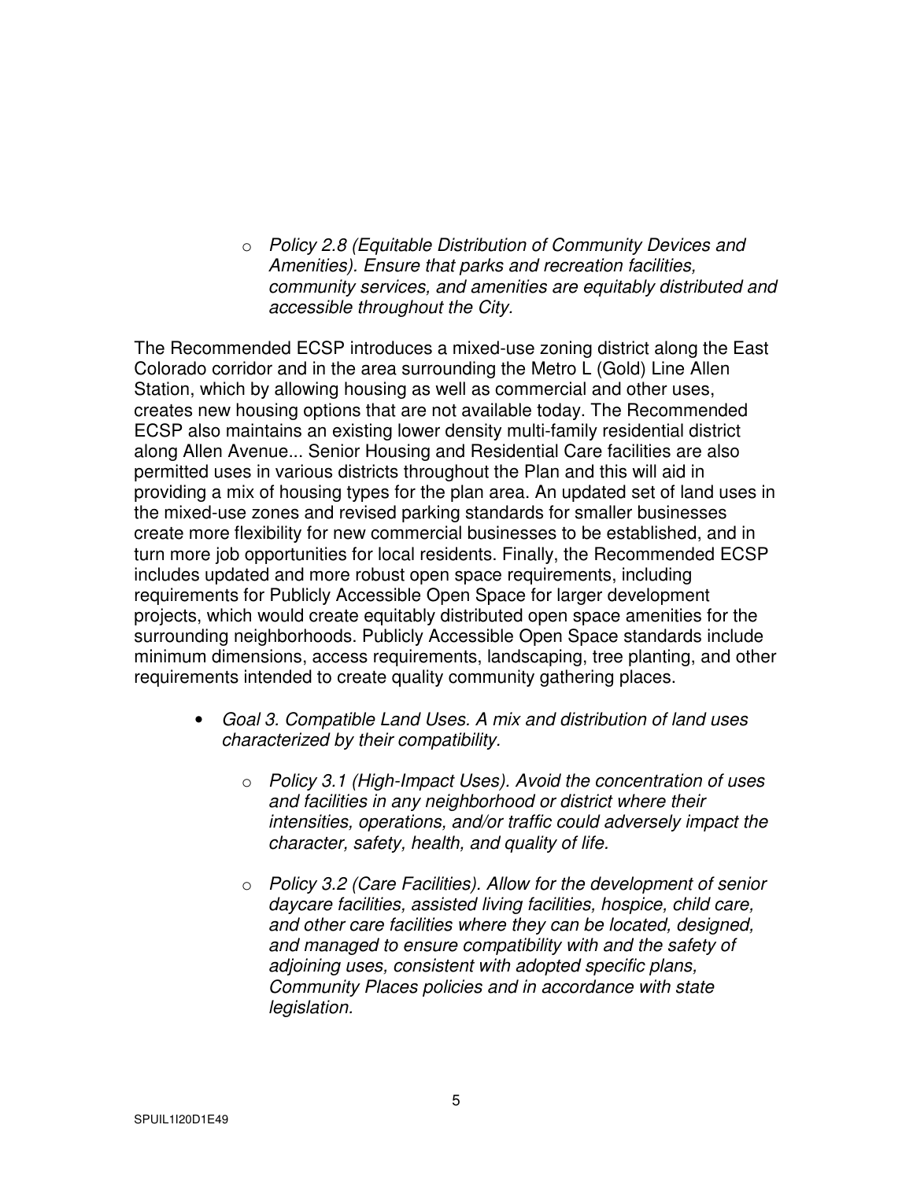- *Policy 2.8 (Equitable Distribution of Community Devices and Amenities). Ensure that parks and recreation facilities, community services, and amenities are equitably distributed and accessible throughout the City.*

The Recommended ECSP introduces a mixed-use zoning district along the East Colorado corridor and in the area surrounding the Metro L (Gold) Line Allen Station, which by allowing housing as well as commercial and other uses, creates new housing options that are not available today. The Recommended ECSP also maintains an existing lower density multi-family residential district along Allen Avenue... Senior Housing and Residential Care facilities are also permitted uses in various districts throughout the Plan and this will aid in providing a mix of housing types for the plan area. An updated set of land uses in the mixed-use zones and revised parking standards for smaller businesses create more flexibility for new commercial businesses to be established, and in turn more job opportunities for local residents. Finally, the Recommended ECSP includes updated and more robust open space requirements, including requirements for Publicly Accessible Open Space for larger development projects, which would create equitably distributed open space amenities for the surrounding neighborhoods. Publicly Accessible Open Space standards include minimum dimensions, access requirements, landscaping, tree planting, and other requirements intended to create quality community gathering places.

- *Goal 3. Compatible Land Uses. A mix and distribution of land uses characterized by their compatibility.*
  - *Policy 3.1 (High-Impact Uses). Avoid the concentration of uses and facilities in any neighborhood or district where their intensities, operations, and/or traffic could adversely impact the character, safety, health, and quality of life.*
  - *Policy 3.2 (Care Facilities). Allow for the development of senior daycare facilities, assisted living facilities, hospice, child care, and other care facilities where they can be located, designed, and managed to ensure compatibility with and the safety of adjoining uses, consistent with adopted specific plans, Community Places policies and in accordance with state legislation.*

SPUIL1I20D1E49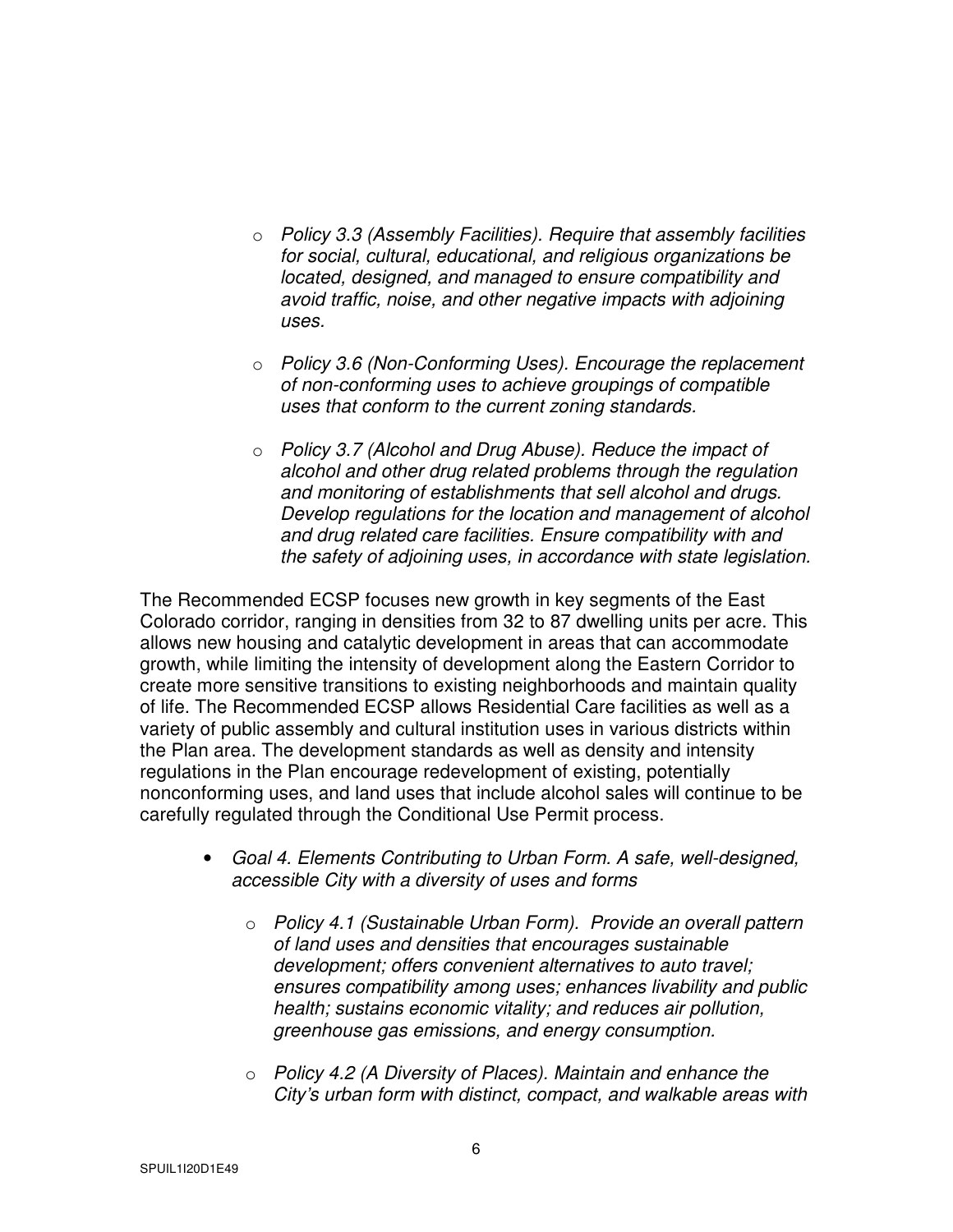- *Policy 3.3 (Assembly Facilities). Require that assembly facilities for social, cultural, educational, and religious organizations be located, designed, and managed to ensure compatibility and avoid traffic, noise, and other negative impacts with adjoining uses.*

- *Policy 3.6 (Non-Conforming Uses). Encourage the replacement of non-conforming uses to achieve groupings of compatible uses that conform to the current zoning standards.*

- *Policy 3.7 (Alcohol and Drug Abuse). Reduce the impact of alcohol and other drug related problems through the regulation and monitoring of establishments that sell alcohol and drugs. Develop regulations for the location and management of alcohol and drug related care facilities. Ensure compatibility with and the safety of adjoining uses, in accordance with state legislation.*

The Recommended ECSP focuses new growth in key segments of the East Colorado corridor, ranging in densities from 32 to 87 dwelling units per acre. This allows new housing and catalytic development in areas that can accommodate growth, while limiting the intensity of development along the Eastern Corridor to create more sensitive transitions to existing neighborhoods and maintain quality of life. The Recommended ECSP allows Residential Care facilities as well as a variety of public assembly and cultural institution uses in various districts within the Plan area. The development standards as well as density and intensity regulations in the Plan encourage redevelopment of existing, potentially nonconforming uses, and land uses that include alcohol sales will continue to be carefully regulated through the Conditional Use Permit process.

- *Goal 4. Elements Contributing to Urban Form. A safe, well-designed, accessible City with a diversity of uses and forms*
  - *Policy 4.1 (Sustainable Urban Form). Provide an overall pattern of land uses and densities that encourages sustainable development; offers convenient alternatives to auto travel; ensures compatibility among uses; enhances livability and public health; sustains economic vitality; and reduces air pollution, greenhouse gas emissions, and energy consumption.*
  - *Policy 4.2 (A Diversity of Places). Maintain and enhance the City's urban form with distinct, compact, and walkable areas with*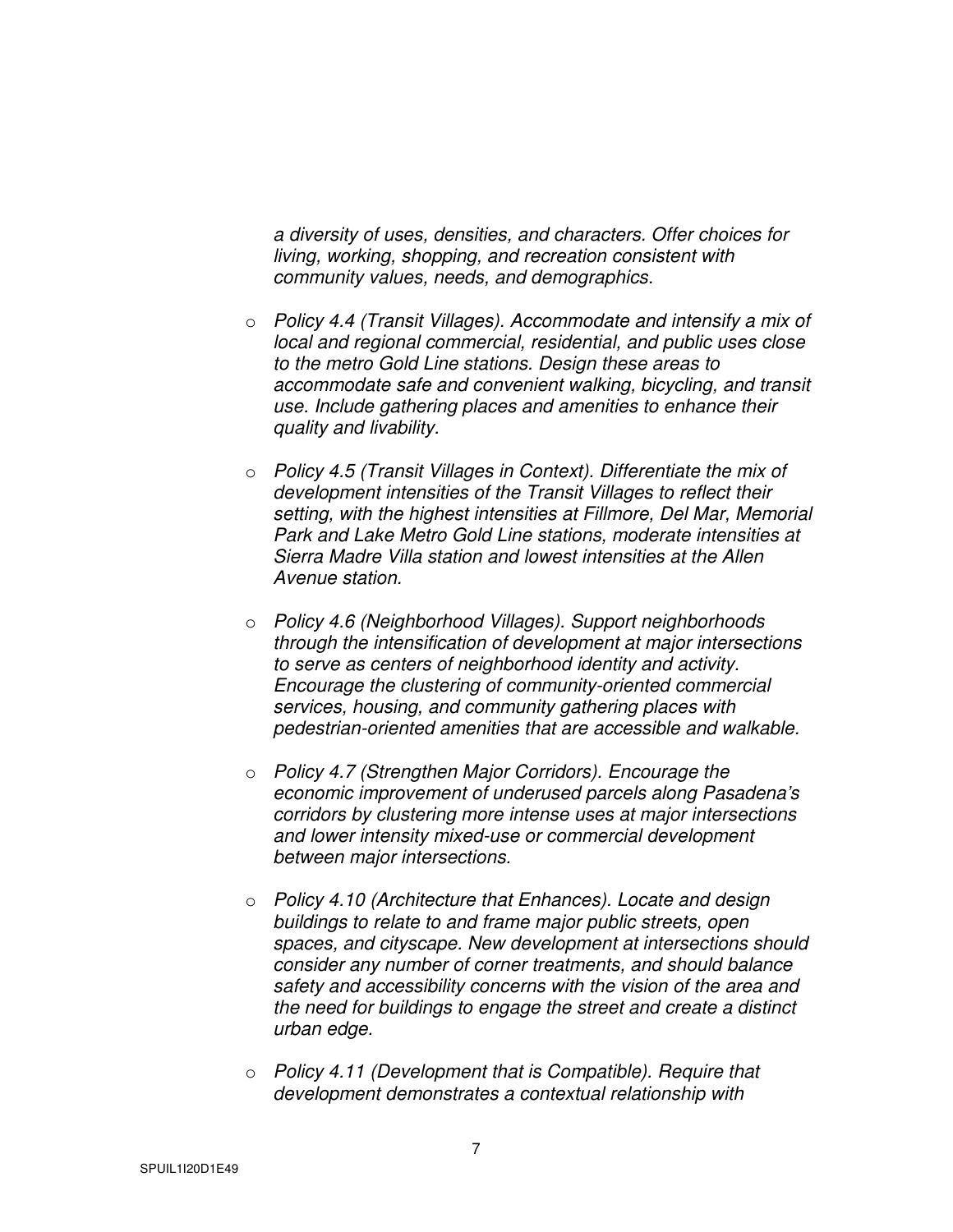*a diversity of uses, densities, and characters. Offer choices for living, working, shopping, and recreation consistent with community values, needs, and demographics.*

- *Policy 4.4 (Transit Villages). Accommodate and intensify a mix of local and regional commercial, residential, and public uses close to the metro Gold Line stations. Design these areas to accommodate safe and convenient walking, bicycling, and transit use. Include gathering places and amenities to enhance their quality and livability.*

- *Policy 4.5 (Transit Villages in Context). Differentiate the mix of development intensities of the Transit Villages to reflect their setting, with the highest intensities at Fillmore, Del Mar, Memorial Park and Lake Metro Gold Line stations, moderate intensities at Sierra Madre Villa station and lowest intensities at the Allen Avenue station.*

- *Policy 4.6 (Neighborhood Villages). Support neighborhoods through the intensification of development at major intersections to serve as centers of neighborhood identity and activity. Encourage the clustering of community-oriented commercial services, housing, and community gathering places with pedestrian-oriented amenities that are accessible and walkable.*

- *Policy 4.7 (Strengthen Major Corridors). Encourage the economic improvement of underused parcels along Pasadena's corridors by clustering more intense uses at major intersections and lower intensity mixed-use or commercial development between major intersections.*

- *Policy 4.10 (Architecture that Enhances). Locate and design buildings to relate to and frame major public streets, open spaces, and cityscape. New development at intersections should consider any number of corner treatments, and should balance safety and accessibility concerns with the vision of the area and the need for buildings to engage the street and create a distinct urban edge.*

- *Policy 4.11 (Development that is Compatible). Require that development demonstrates a contextual relationship with*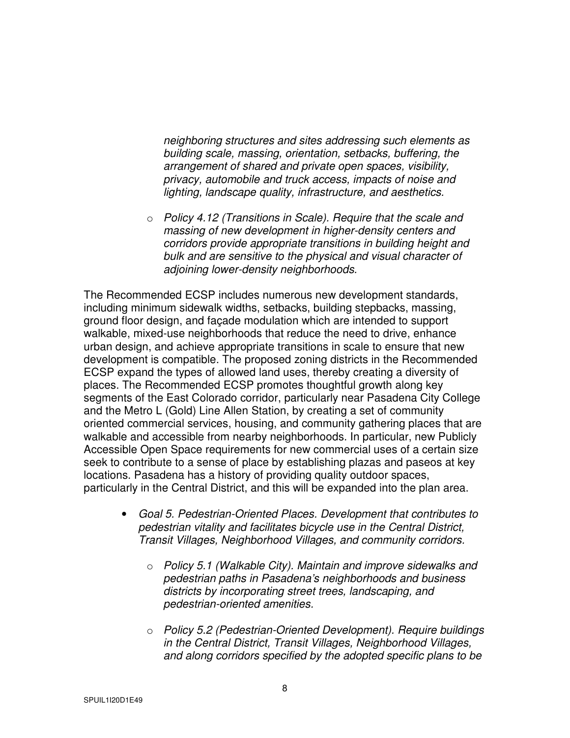*neighboring structures and sites addressing such elements as building scale, massing, orientation, setbacks, buffering, the arrangement of shared and private open spaces, visibility, privacy, automobile and truck access, impacts of noise and lighting, landscape quality, infrastructure, and aesthetics.*

- *Policy 4.12 (Transitions in Scale). Require that the scale and massing of new development in higher-density centers and corridors provide appropriate transitions in building height and bulk and are sensitive to the physical and visual character of adjoining lower-density neighborhoods.*

The Recommended ECSP includes numerous new development standards, including minimum sidewalk widths, setbacks, building stepbacks, massing, ground floor design, and façade modulation which are intended to support walkable, mixed-use neighborhoods that reduce the need to drive, enhance urban design, and achieve appropriate transitions in scale to ensure that new development is compatible. The proposed zoning districts in the Recommended ECSP expand the types of allowed land uses, thereby creating a diversity of places. The Recommended ECSP promotes thoughtful growth along key segments of the East Colorado corridor, particularly near Pasadena City College and the Metro L (Gold) Line Allen Station, by creating a set of community oriented commercial services, housing, and community gathering places that are walkable and accessible from nearby neighborhoods. In particular, new Publicly Accessible Open Space requirements for new commercial uses of a certain size seek to contribute to a sense of place by establishing plazas and paseos at key locations. Pasadena has a history of providing quality outdoor spaces, particularly in the Central District, and this will be expanded into the plan area.

- *Goal 5. Pedestrian-Oriented Places. Development that contributes to pedestrian vitality and facilitates bicycle use in the Central District, Transit Villages, Neighborhood Villages, and community corridors.*
  - *Policy 5.1 (Walkable City). Maintain and improve sidewalks and pedestrian paths in Pasadena's neighborhoods and business districts by incorporating street trees, landscaping, and pedestrian-oriented amenities.*
  - *Policy 5.2 (Pedestrian-Oriented Development). Require buildings in the Central District, Transit Villages, Neighborhood Villages, and along corridors specified by the adopted specific plans to be*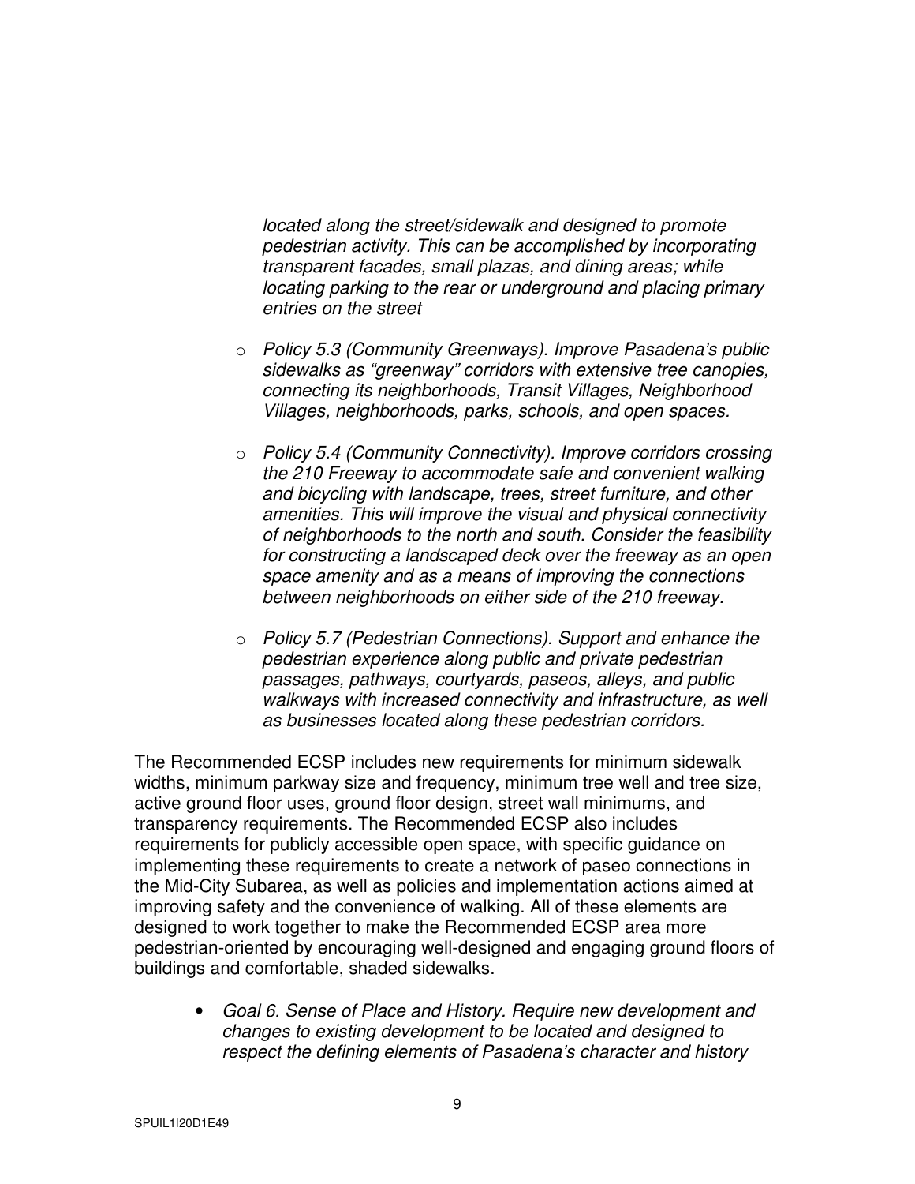*located along the street/sidewalk and designed to promote pedestrian activity. This can be accomplished by incorporating transparent facades, small plazas, and dining areas; while locating parking to the rear or underground and placing primary entries on the street*

- *Policy 5.3 (Community Greenways). Improve Pasadena's public sidewalks as "greenway" corridors with extensive tree canopies, connecting its neighborhoods, Transit Villages, Neighborhood Villages, neighborhoods, parks, schools, and open spaces.*
- *Policy 5.4 (Community Connectivity). Improve corridors crossing the 210 Freeway to accommodate safe and convenient walking and bicycling with landscape, trees, street furniture, and other amenities. This will improve the visual and physical connectivity of neighborhoods to the north and south. Consider the feasibility for constructing a landscaped deck over the freeway as an open space amenity and as a means of improving the connections between neighborhoods on either side of the 210 freeway.*
- *Policy 5.7 (Pedestrian Connections). Support and enhance the pedestrian experience along public and private pedestrian passages, pathways, courtyards, paseos, alleys, and public walkways with increased connectivity and infrastructure, as well as businesses located along these pedestrian corridors.*

The Recommended ECSP includes new requirements for minimum sidewalk widths, minimum parkway size and frequency, minimum tree well and tree size, active ground floor uses, ground floor design, street wall minimums, and transparency requirements. The Recommended ECSP also includes requirements for publicly accessible open space, with specific guidance on implementing these requirements to create a network of paseo connections in the Mid-City Subarea, as well as policies and implementation actions aimed at improving safety and the convenience of walking. All of these elements are designed to work together to make the Recommended ECSP area more pedestrian-oriented by encouraging well-designed and engaging ground floors of buildings and comfortable, shaded sidewalks.

- *Goal 6. Sense of Place and History. Require new development and changes to existing development to be located and designed to respect the defining elements of Pasadena's character and history*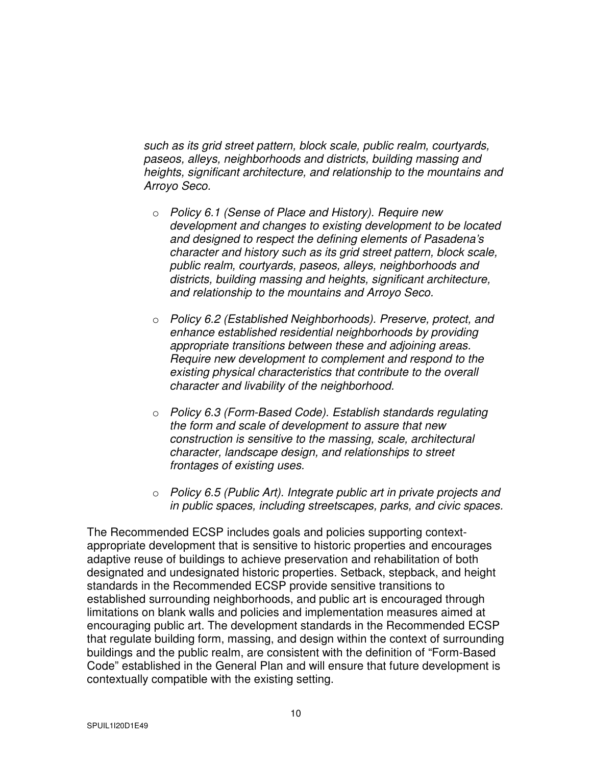*such as its grid street pattern, block scale, public realm, courtyards, paseos, alleys, neighborhoods and districts, building massing and heights, significant architecture, and relationship to the mountains and Arroyo Seco.*

- *Policy 6.1 (Sense of Place and History). Require new development and changes to existing development to be located and designed to respect the defining elements of Pasadena's character and history such as its grid street pattern, block scale, public realm, courtyards, paseos, alleys, neighborhoods and districts, building massing and heights, significant architecture, and relationship to the mountains and Arroyo Seco.*

- *Policy 6.2 (Established Neighborhoods). Preserve, protect, and enhance established residential neighborhoods by providing appropriate transitions between these and adjoining areas. Require new development to complement and respond to the existing physical characteristics that contribute to the overall character and livability of the neighborhood.*

- *Policy 6.3 (Form-Based Code). Establish standards regulating the form and scale of development to assure that new construction is sensitive to the massing, scale, architectural character, landscape design, and relationships to street frontages of existing uses.*

- *Policy 6.5 (Public Art). Integrate public art in private projects and in public spaces, including streetscapes, parks, and civic spaces.*

The Recommended ECSP includes goals and policies supporting context-appropriate development that is sensitive to historic properties and encourages adaptive reuse of buildings to achieve preservation and rehabilitation of both designated and undesignated historic properties. Setback, stepback, and height standards in the Recommended ECSP provide sensitive transitions to established surrounding neighborhoods, and public art is encouraged through limitations on blank walls and policies and implementation measures aimed at encouraging public art. The development standards in the Recommended ECSP that regulate building form, massing, and design within the context of surrounding buildings and the public realm, are consistent with the definition of "Form-Based Code" established in the General Plan and will ensure that future development is contextually compatible with the existing setting.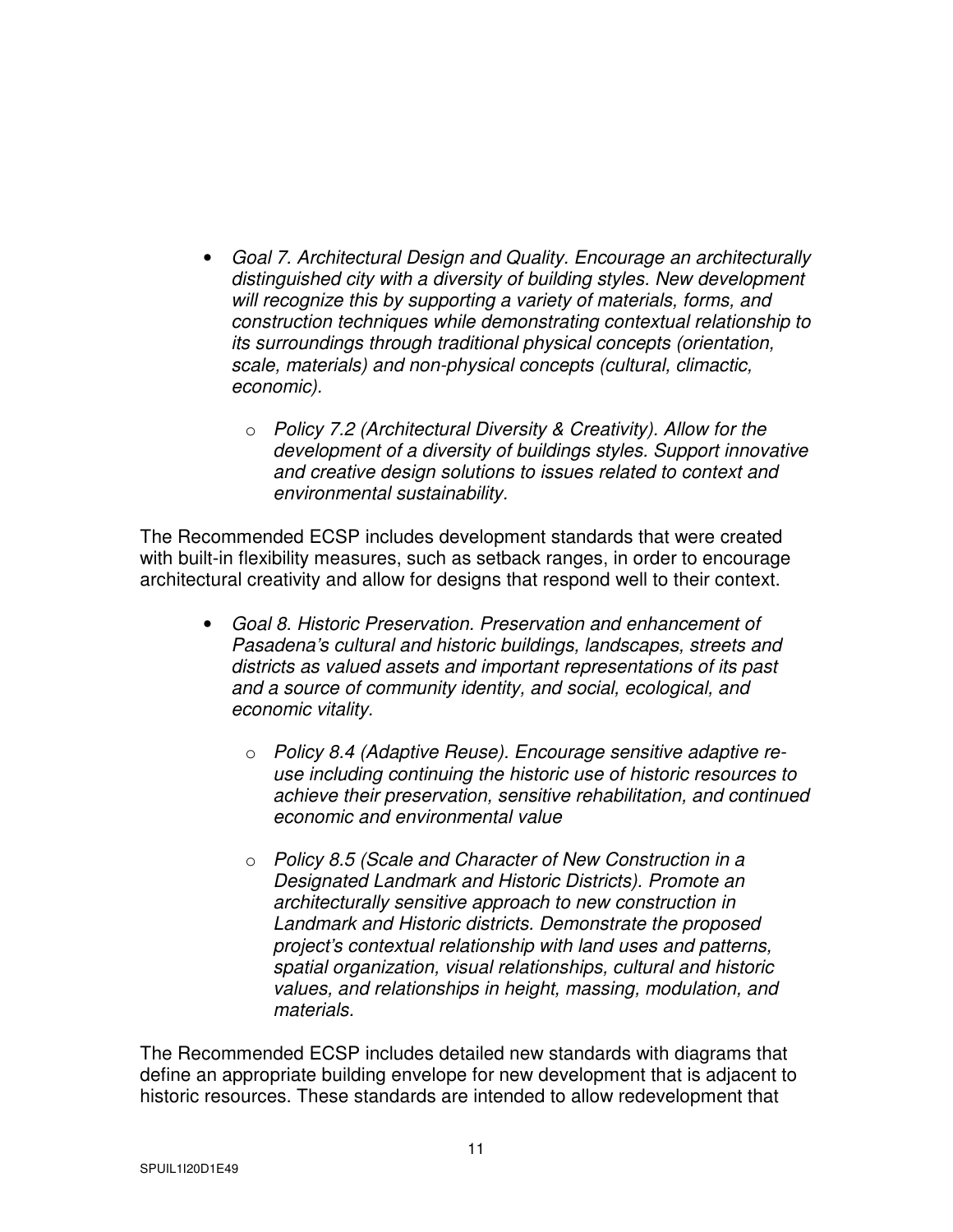- *Goal 7. Architectural Design and Quality. Encourage an architecturally distinguished city with a diversity of building styles. New development will recognize this by supporting a variety of materials, forms, and construction techniques while demonstrating contextual relationship to its surroundings through traditional physical concepts (orientation, scale, materials) and non-physical concepts (cultural, climactic, economic).*
  - *Policy 7.2 (Architectural Diversity & Creativity). Allow for the development of a diversity of buildings styles. Support innovative and creative design solutions to issues related to context and environmental sustainability.*

The Recommended ECSP includes development standards that were created with built-in flexibility measures, such as setback ranges, in order to encourage architectural creativity and allow for designs that respond well to their context.

- *Goal 8. Historic Preservation. Preservation and enhancement of Pasadena's cultural and historic buildings, landscapes, streets and districts as valued assets and important representations of its past and a source of community identity, and social, ecological, and economic vitality.*
  - *Policy 8.4 (Adaptive Reuse). Encourage sensitive adaptive re-use including continuing the historic use of historic resources to achieve their preservation, sensitive rehabilitation, and continued economic and environmental value*
  - *Policy 8.5 (Scale and Character of New Construction in a Designated Landmark and Historic Districts). Promote an architecturally sensitive approach to new construction in Landmark and Historic districts. Demonstrate the proposed project's contextual relationship with land uses and patterns, spatial organization, visual relationships, cultural and historic values, and relationships in height, massing, modulation, and materials.*

The Recommended ECSP includes detailed new standards with diagrams that define an appropriate building envelope for new development that is adjacent to historic resources. These standards are intended to allow redevelopment that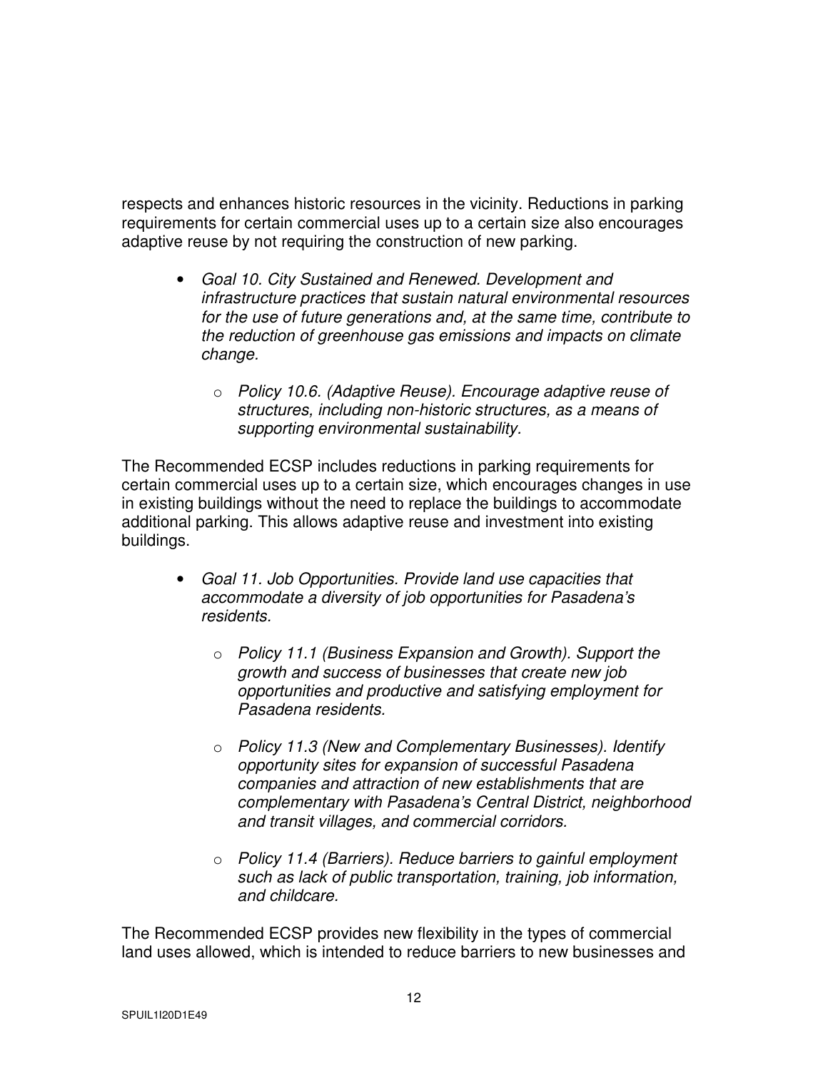respects and enhances historic resources in the vicinity. Reductions in parking requirements for certain commercial uses up to a certain size also encourages adaptive reuse by not requiring the construction of new parking.

- *Goal 10. City Sustained and Renewed. Development and infrastructure practices that sustain natural environmental resources for the use of future generations and, at the same time, contribute to the reduction of greenhouse gas emissions and impacts on climate change.*
    - *Policy 10.6. (Adaptive Reuse). Encourage adaptive reuse of structures, including non-historic structures, as a means of supporting environmental sustainability.*

The Recommended ECSP includes reductions in parking requirements for certain commercial uses up to a certain size, which encourages changes in use in existing buildings without the need to replace the buildings to accommodate additional parking. This allows adaptive reuse and investment into existing buildings.

- *Goal 11. Job Opportunities. Provide land use capacities that accommodate a diversity of job opportunities for Pasadena's residents.*
    - *Policy 11.1 (Business Expansion and Growth). Support the growth and success of businesses that create new job opportunities and productive and satisfying employment for Pasadena residents.*
    - *Policy 11.3 (New and Complementary Businesses). Identify opportunity sites for expansion of successful Pasadena companies and attraction of new establishments that are complementary with Pasadena's Central District, neighborhood and transit villages, and commercial corridors.*
    - *Policy 11.4 (Barriers). Reduce barriers to gainful employment such as lack of public transportation, training, job information, and childcare.*

The Recommended ECSP provides new flexibility in the types of commercial land uses allowed, which is intended to reduce barriers to new businesses and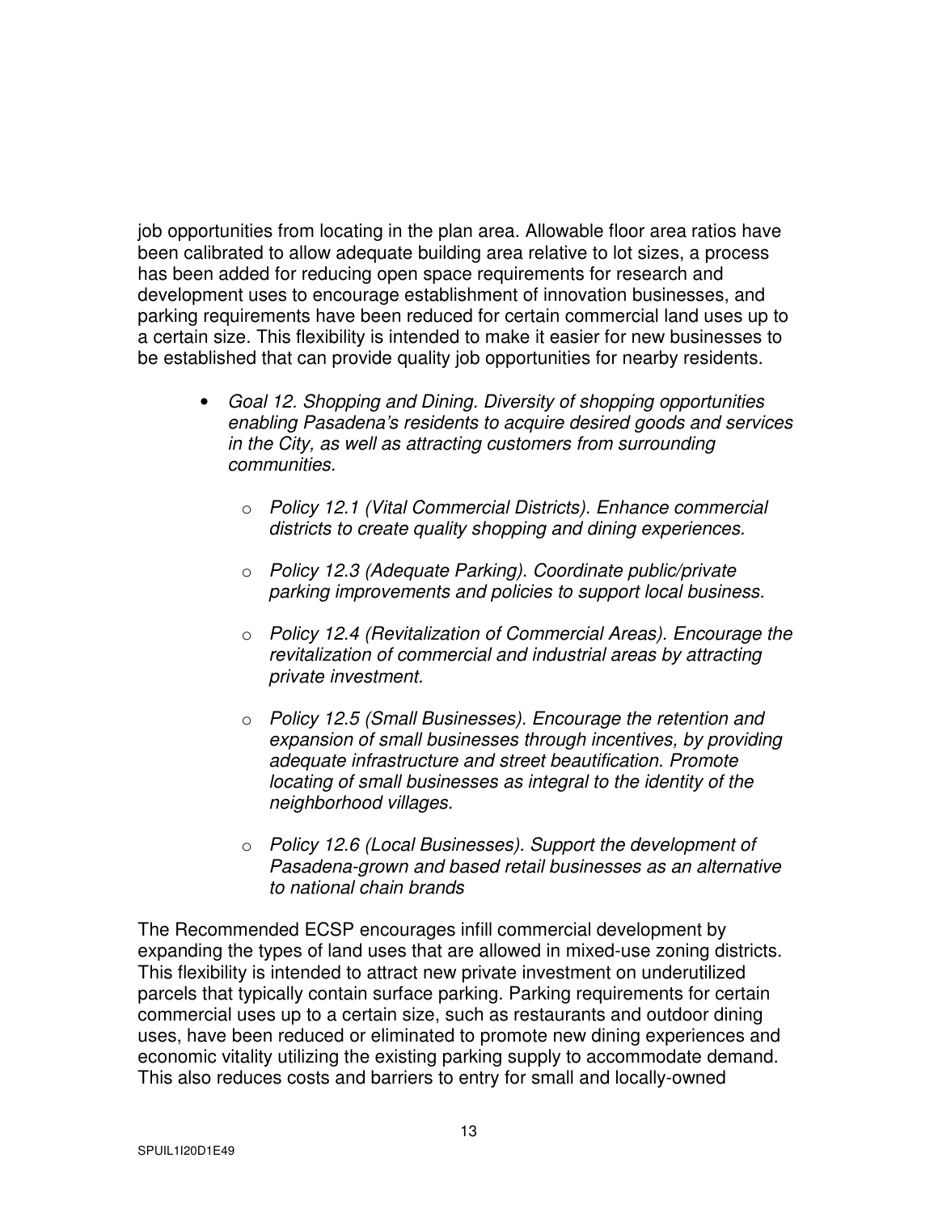job opportunities from locating in the plan area. Allowable floor area ratios have been calibrated to allow adequate building area relative to lot sizes, a process has been added for reducing open space requirements for research and development uses to encourage establishment of innovation businesses, and parking requirements have been reduced for certain commercial land uses up to a certain size. This flexibility is intended to make it easier for new businesses to be established that can provide quality job opportunities for nearby residents.

- *Goal 12. Shopping and Dining. Diversity of shopping opportunities enabling Pasadena's residents to acquire desired goods and services in the City, as well as attracting customers from surrounding communities.*
  - *Policy 12.1 (Vital Commercial Districts). Enhance commercial districts to create quality shopping and dining experiences.*
  - *Policy 12.3 (Adequate Parking). Coordinate public/private parking improvements and policies to support local business.*
  - *Policy 12.4 (Revitalization of Commercial Areas). Encourage the revitalization of commercial and industrial areas by attracting private investment.*
  - *Policy 12.5 (Small Businesses). Encourage the retention and expansion of small businesses through incentives, by providing adequate infrastructure and street beautification. Promote locating of small businesses as integral to the identity of the neighborhood villages.*
  - *Policy 12.6 (Local Businesses). Support the development of Pasadena-grown and based retail businesses as an alternative to national chain brands*

The Recommended ECSP encourages infill commercial development by expanding the types of land uses that are allowed in mixed-use zoning districts. This flexibility is intended to attract new private investment on underutilized parcels that typically contain surface parking. Parking requirements for certain commercial uses up to a certain size, such as restaurants and outdoor dining uses, have been reduced or eliminated to promote new dining experiences and economic vitality utilizing the existing parking supply to accommodate demand. This also reduces costs and barriers to entry for small and locally-owned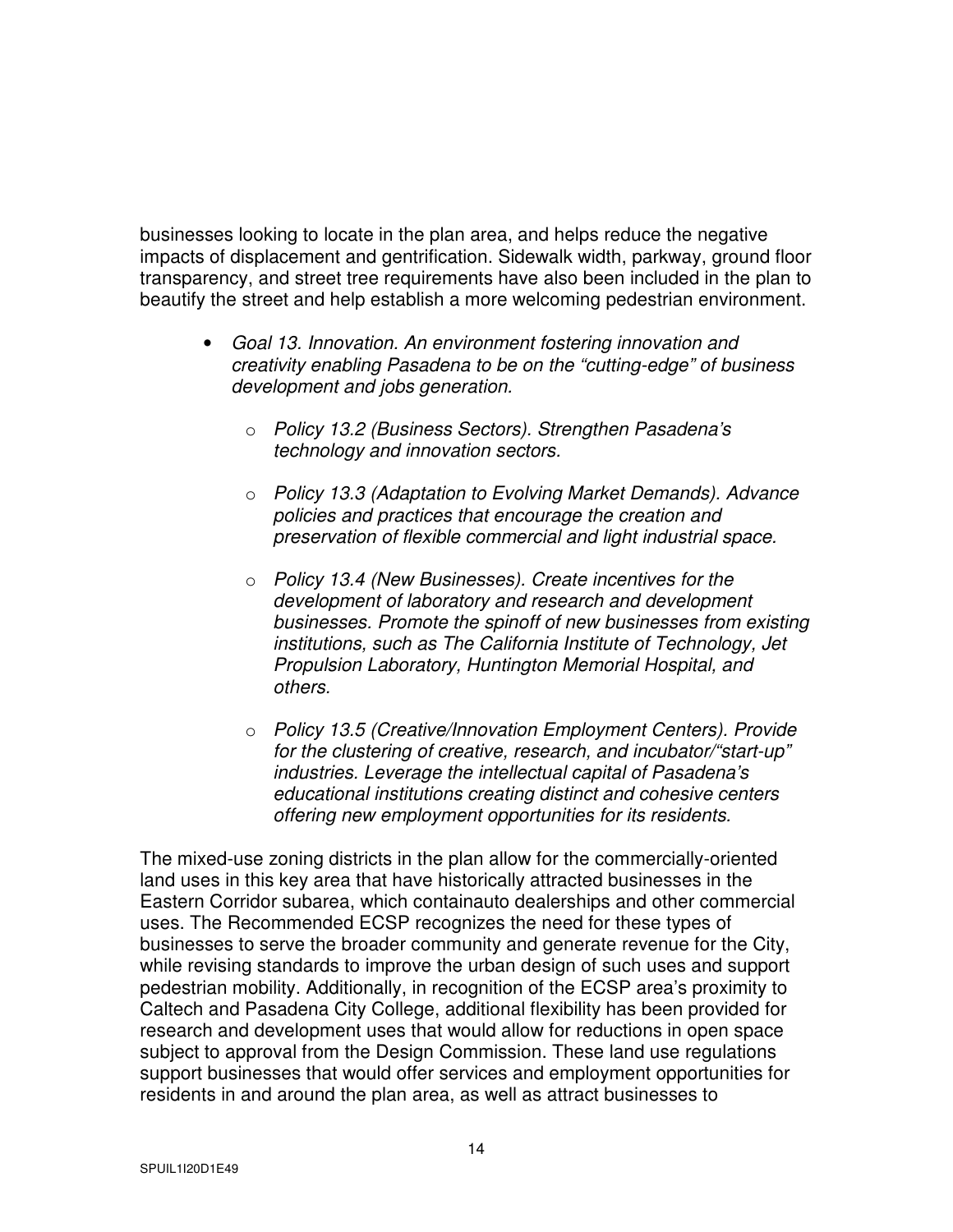businesses looking to locate in the plan area, and helps reduce the negative impacts of displacement and gentrification. Sidewalk width, parkway, ground floor transparency, and street tree requirements have also been included in the plan to beautify the street and help establish a more welcoming pedestrian environment.

- *Goal 13. Innovation. An environment fostering innovation and creativity enabling Pasadena to be on the "cutting-edge" of business development and jobs generation.*
  - *Policy 13.2 (Business Sectors). Strengthen Pasadena's technology and innovation sectors.*
  - *Policy 13.3 (Adaptation to Evolving Market Demands). Advance policies and practices that encourage the creation and preservation of flexible commercial and light industrial space.*
  - *Policy 13.4 (New Businesses). Create incentives for the development of laboratory and research and development businesses. Promote the spinoff of new businesses from existing institutions, such as The California Institute of Technology, Jet Propulsion Laboratory, Huntington Memorial Hospital, and others.*
  - *Policy 13.5 (Creative/Innovation Employment Centers). Provide for the clustering of creative, research, and incubator/"start-up" industries. Leverage the intellectual capital of Pasadena's educational institutions creating distinct and cohesive centers offering new employment opportunities for its residents.*

The mixed-use zoning districts in the plan allow for the commercially-oriented land uses in this key area that have historically attracted businesses in the Eastern Corridor subarea, which containauto dealerships and other commercial uses. The Recommended ECSP recognizes the need for these types of businesses to serve the broader community and generate revenue for the City, while revising standards to improve the urban design of such uses and support pedestrian mobility. Additionally, in recognition of the ECSP area's proximity to Caltech and Pasadena City College, additional flexibility has been provided for research and development uses that would allow for reductions in open space subject to approval from the Design Commission. These land use regulations support businesses that would offer services and employment opportunities for residents in and around the plan area, as well as attract businesses to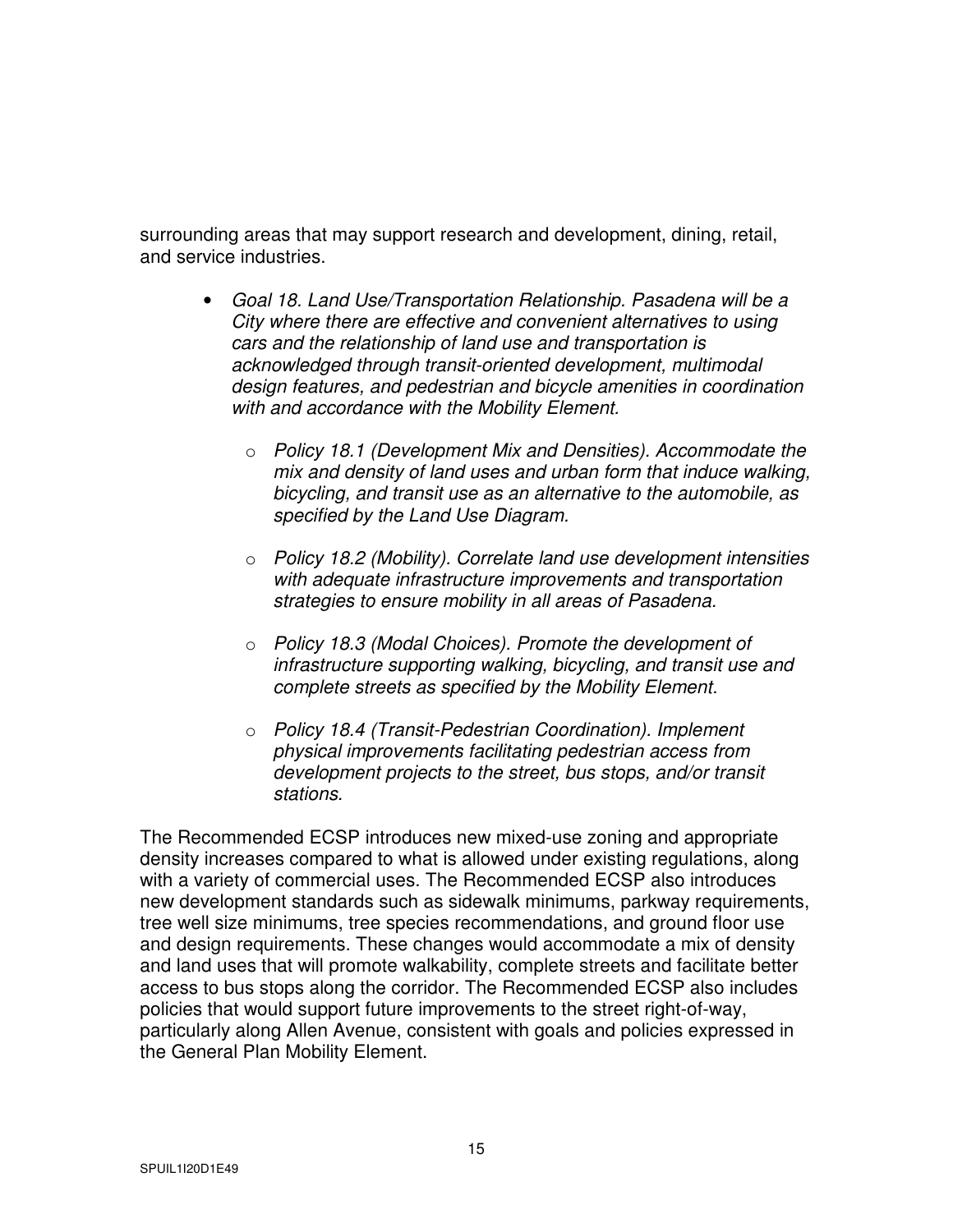surrounding areas that may support research and development, dining, retail, and service industries.

- *Goal 18. Land Use/Transportation Relationship. Pasadena will be a City where there are effective and convenient alternatives to using cars and the relationship of land use and transportation is acknowledged through transit-oriented development, multimodal design features, and pedestrian and bicycle amenities in coordination with and accordance with the Mobility Element.*
  - *Policy 18.1 (Development Mix and Densities). Accommodate the mix and density of land uses and urban form that induce walking, bicycling, and transit use as an alternative to the automobile, as specified by the Land Use Diagram.*
  - *Policy 18.2 (Mobility). Correlate land use development intensities with adequate infrastructure improvements and transportation strategies to ensure mobility in all areas of Pasadena.*
  - *Policy 18.3 (Modal Choices). Promote the development of infrastructure supporting walking, bicycling, and transit use and complete streets as specified by the Mobility Element.*
  - *Policy 18.4 (Transit-Pedestrian Coordination). Implement physical improvements facilitating pedestrian access from development projects to the street, bus stops, and/or transit stations.*

The Recommended ECSP introduces new mixed-use zoning and appropriate density increases compared to what is allowed under existing regulations, along with a variety of commercial uses. The Recommended ECSP also introduces new development standards such as sidewalk minimums, parkway requirements, tree well size minimums, tree species recommendations, and ground floor use and design requirements. These changes would accommodate a mix of density and land uses that will promote walkability, complete streets and facilitate better access to bus stops along the corridor. The Recommended ECSP also includes policies that would support future improvements to the street right-of-way, particularly along Allen Avenue, consistent with goals and policies expressed in the General Plan Mobility Element.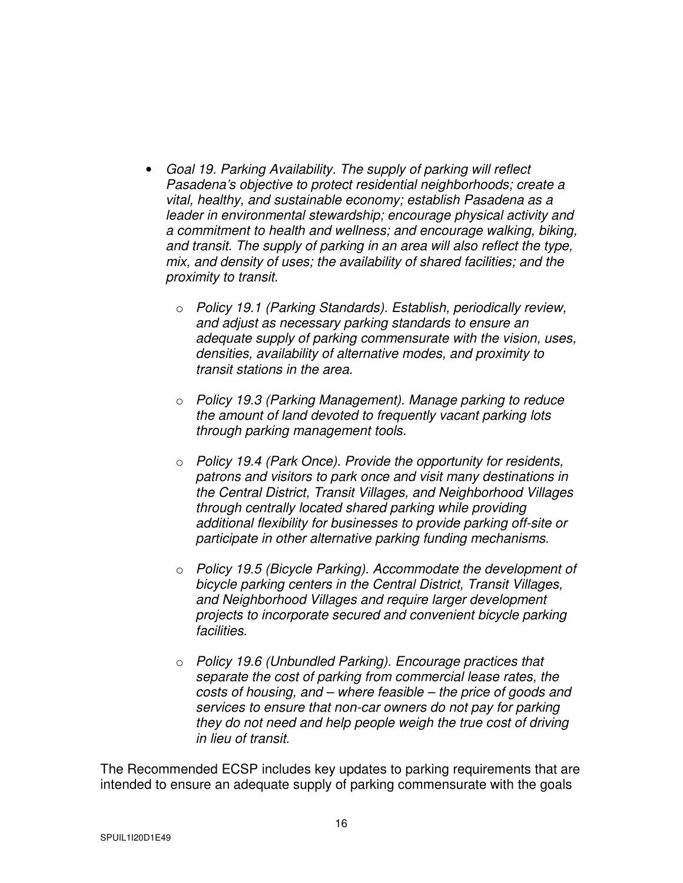- *Goal 19. Parking Availability. The supply of parking will reflect Pasadena's objective to protect residential neighborhoods; create a vital, healthy, and sustainable economy; establish Pasadena as a leader in environmental stewardship; encourage physical activity and a commitment to health and wellness; and encourage walking, biking, and transit. The supply of parking in an area will also reflect the type, mix, and density of uses; the availability of shared facilities; and the proximity to transit.*

  - *Policy 19.1 (Parking Standards). Establish, periodically review, and adjust as necessary parking standards to ensure an adequate supply of parking commensurate with the vision, uses, densities, availability of alternative modes, and proximity to transit stations in the area.*

  - *Policy 19.3 (Parking Management). Manage parking to reduce the amount of land devoted to frequently vacant parking lots through parking management tools.*

  - *Policy 19.4 (Park Once). Provide the opportunity for residents, patrons and visitors to park once and visit many destinations in the Central District, Transit Villages, and Neighborhood Villages through centrally located shared parking while providing additional flexibility for businesses to provide parking off-site or participate in other alternative parking funding mechanisms.*

  - *Policy 19.5 (Bicycle Parking). Accommodate the development of bicycle parking centers in the Central District, Transit Villages, and Neighborhood Villages and require larger development projects to incorporate secured and convenient bicycle parking facilities.*

  - *Policy 19.6 (Unbundled Parking). Encourage practices that separate the cost of parking from commercial lease rates, the costs of housing, and – where feasible – the price of goods and services to ensure that non-car owners do not pay for parking they do not need and help people weigh the true cost of driving in lieu of transit.*

The Recommended ECSP includes key updates to parking requirements that are intended to ensure an adequate supply of parking commensurate with the goals

SPUIL1I20D1E49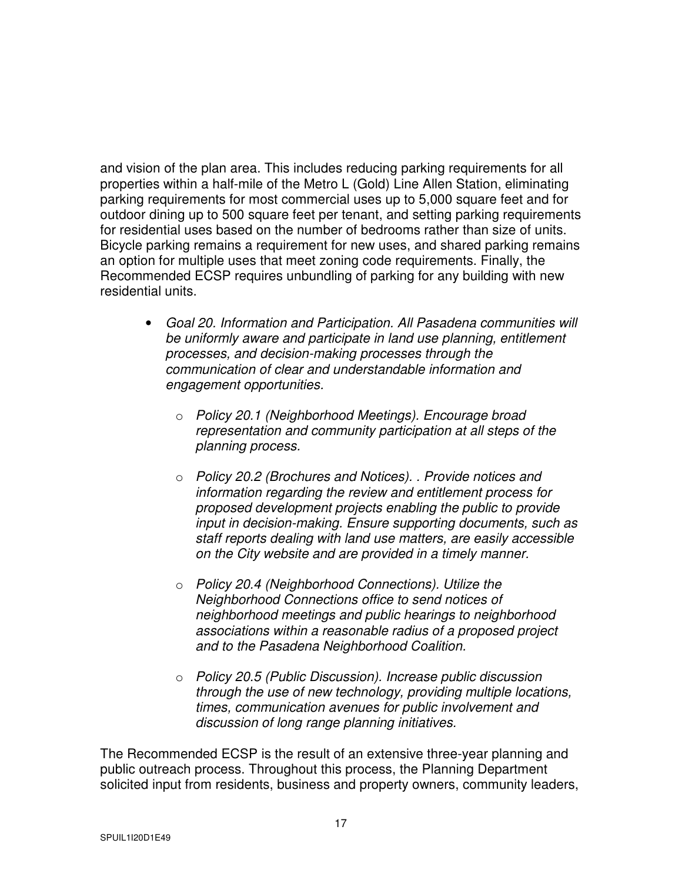and vision of the plan area. This includes reducing parking requirements for all properties within a half-mile of the Metro L (Gold) Line Allen Station, eliminating parking requirements for most commercial uses up to 5,000 square feet and for outdoor dining up to 500 square feet per tenant, and setting parking requirements for residential uses based on the number of bedrooms rather than size of units. Bicycle parking remains a requirement for new uses, and shared parking remains an option for multiple uses that meet zoning code requirements. Finally, the Recommended ECSP requires unbundling of parking for any building with new residential units.

- *Goal 20. Information and Participation. All Pasadena communities will be uniformly aware and participate in land use planning, entitlement processes, and decision-making processes through the communication of clear and understandable information and engagement opportunities.*
    - *Policy 20.1 (Neighborhood Meetings). Encourage broad representation and community participation at all steps of the planning process.*
    - *Policy 20.2 (Brochures and Notices). . Provide notices and information regarding the review and entitlement process for proposed development projects enabling the public to provide input in decision-making. Ensure supporting documents, such as staff reports dealing with land use matters, are easily accessible on the City website and are provided in a timely manner.*
    - *Policy 20.4 (Neighborhood Connections). Utilize the Neighborhood Connections office to send notices of neighborhood meetings and public hearings to neighborhood associations within a reasonable radius of a proposed project and to the Pasadena Neighborhood Coalition.*
    - *Policy 20.5 (Public Discussion). Increase public discussion through the use of new technology, providing multiple locations, times, communication avenues for public involvement and discussion of long range planning initiatives.*

The Recommended ECSP is the result of an extensive three-year planning and public outreach process. Throughout this process, the Planning Department solicited input from residents, business and property owners, community leaders,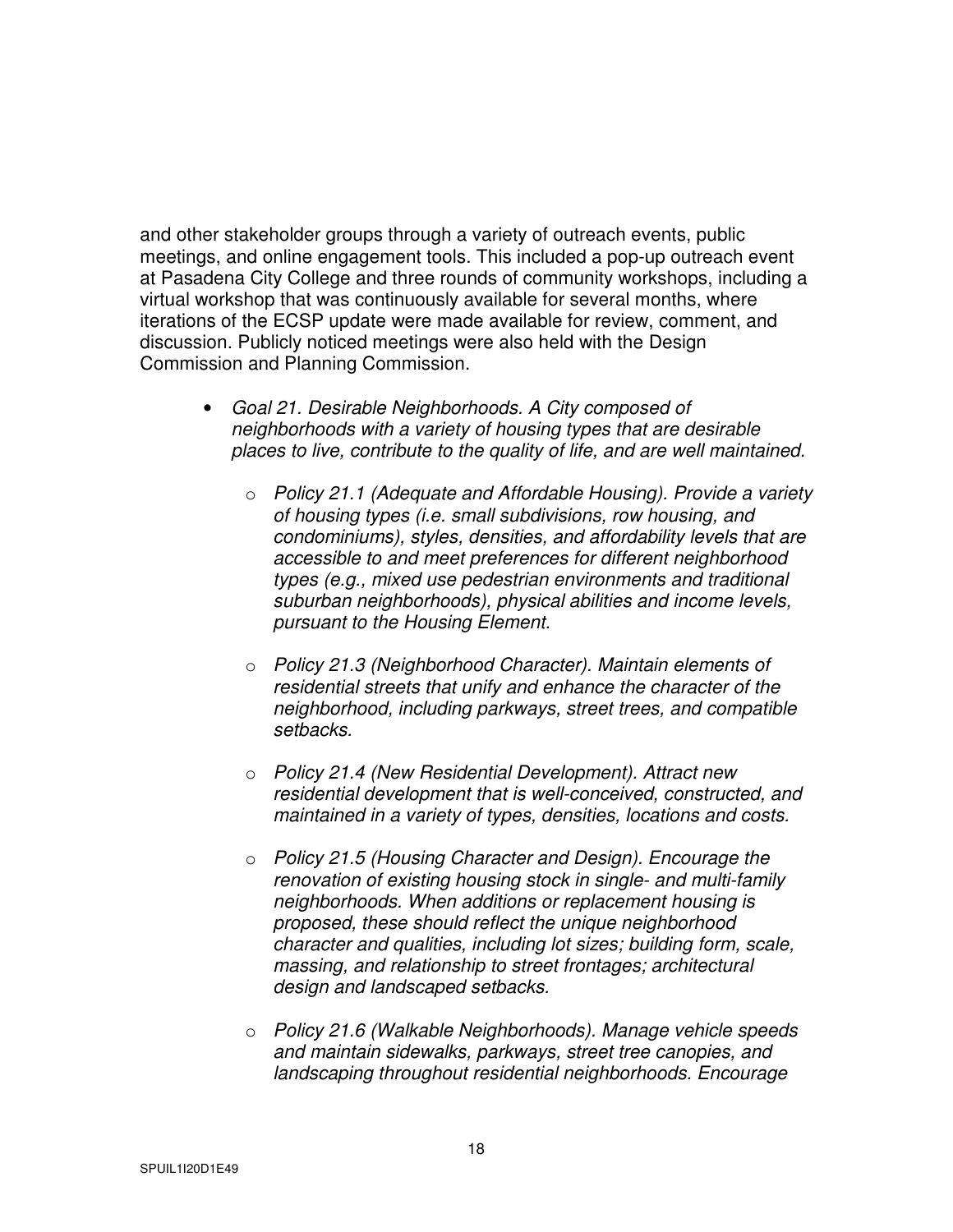and other stakeholder groups through a variety of outreach events, public meetings, and online engagement tools. This included a pop-up outreach event at Pasadena City College and three rounds of community workshops, including a virtual workshop that was continuously available for several months, where iterations of the ECSP update were made available for review, comment, and discussion. Publicly noticed meetings were also held with the Design Commission and Planning Commission.

- *Goal 21. Desirable Neighborhoods. A City composed of neighborhoods with a variety of housing types that are desirable places to live, contribute to the quality of life, and are well maintained.*
  - *Policy 21.1 (Adequate and Affordable Housing). Provide a variety of housing types (i.e. small subdivisions, row housing, and condominiums), styles, densities, and affordability levels that are accessible to and meet preferences for different neighborhood types (e.g., mixed use pedestrian environments and traditional suburban neighborhoods), physical abilities and income levels, pursuant to the Housing Element.*
  - *Policy 21.3 (Neighborhood Character). Maintain elements of residential streets that unify and enhance the character of the neighborhood, including parkways, street trees, and compatible setbacks.*
  - *Policy 21.4 (New Residential Development). Attract new residential development that is well-conceived, constructed, and maintained in a variety of types, densities, locations and costs.*
  - *Policy 21.5 (Housing Character and Design). Encourage the renovation of existing housing stock in single- and multi-family neighborhoods. When additions or replacement housing is proposed, these should reflect the unique neighborhood character and qualities, including lot sizes; building form, scale, massing, and relationship to street frontages; architectural design and landscaped setbacks.*
  - *Policy 21.6 (Walkable Neighborhoods). Manage vehicle speeds and maintain sidewalks, parkways, street tree canopies, and landscaping throughout residential neighborhoods. Encourage*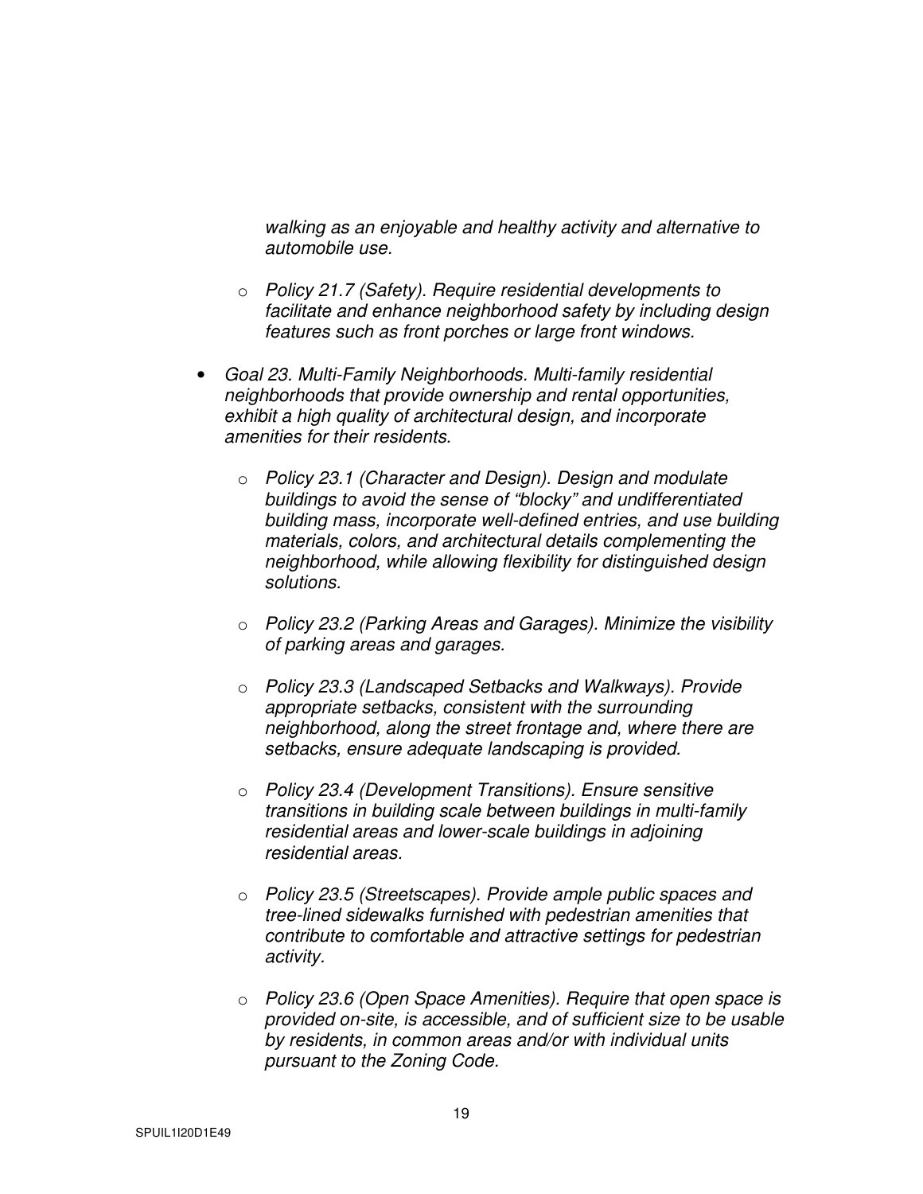*walking as an enjoyable and healthy activity and alternative to automobile use.*

- *Policy 21.7 (Safety). Require residential developments to facilitate and enhance neighborhood safety by including design features such as front porches or large front windows.*

- *Goal 23. Multi-Family Neighborhoods. Multi-family residential neighborhoods that provide ownership and rental opportunities, exhibit a high quality of architectural design, and incorporate amenities for their residents.*
  - *Policy 23.1 (Character and Design). Design and modulate buildings to avoid the sense of "blocky" and undifferentiated building mass, incorporate well-defined entries, and use building materials, colors, and architectural details complementing the neighborhood, while allowing flexibility for distinguished design solutions.*
  - *Policy 23.2 (Parking Areas and Garages). Minimize the visibility of parking areas and garages.*
  - *Policy 23.3 (Landscaped Setbacks and Walkways). Provide appropriate setbacks, consistent with the surrounding neighborhood, along the street frontage and, where there are setbacks, ensure adequate landscaping is provided.*
  - *Policy 23.4 (Development Transitions). Ensure sensitive transitions in building scale between buildings in multi-family residential areas and lower-scale buildings in adjoining residential areas.*
  - *Policy 23.5 (Streetscapes). Provide ample public spaces and tree-lined sidewalks furnished with pedestrian amenities that contribute to comfortable and attractive settings for pedestrian activity.*
  - *Policy 23.6 (Open Space Amenities). Require that open space is provided on-site, is accessible, and of sufficient size to be usable by residents, in common areas and/or with individual units pursuant to the Zoning Code.*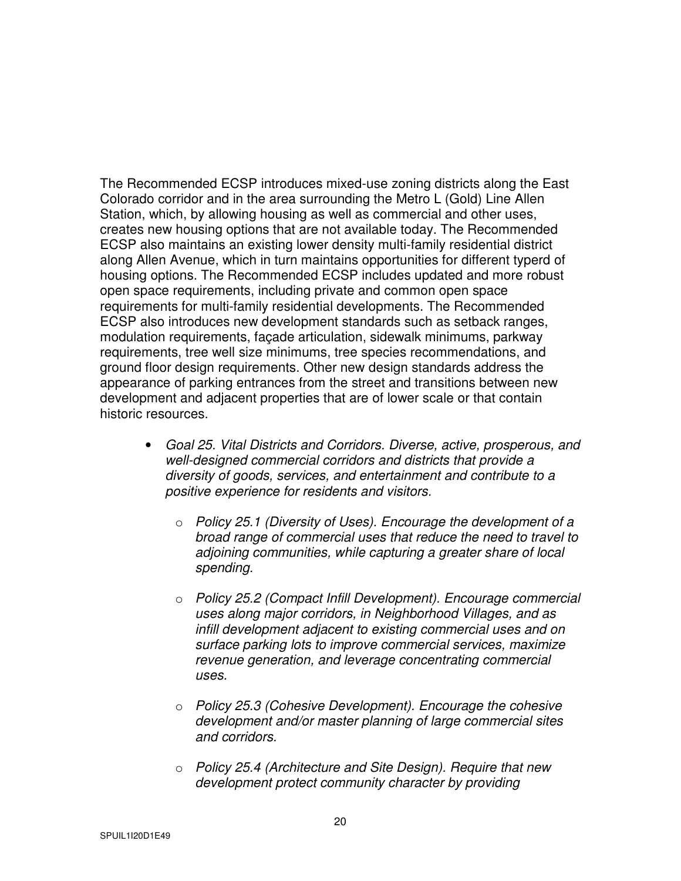The Recommended ECSP introduces mixed-use zoning districts along the East Colorado corridor and in the area surrounding the Metro L (Gold) Line Allen Station, which, by allowing housing as well as commercial and other uses, creates new housing options that are not available today. The Recommended ECSP also maintains an existing lower density multi-family residential district along Allen Avenue, which in turn maintains opportunities for different typerd of housing options. The Recommended ECSP includes updated and more robust open space requirements, including private and common open space requirements for multi-family residential developments. The Recommended ECSP also introduces new development standards such as setback ranges, modulation requirements, façade articulation, sidewalk minimums, parkway requirements, tree well size minimums, tree species recommendations, and ground floor design requirements. Other new design standards address the appearance of parking entrances from the street and transitions between new development and adjacent properties that are of lower scale or that contain historic resources.

- *Goal 25. Vital Districts and Corridors. Diverse, active, prosperous, and well-designed commercial corridors and districts that provide a diversity of goods, services, and entertainment and contribute to a positive experience for residents and visitors.*
  - *Policy 25.1 (Diversity of Uses). Encourage the development of a broad range of commercial uses that reduce the need to travel to adjoining communities, while capturing a greater share of local spending.*
  - *Policy 25.2 (Compact Infill Development). Encourage commercial uses along major corridors, in Neighborhood Villages, and as infill development adjacent to existing commercial uses and on surface parking lots to improve commercial services, maximize revenue generation, and leverage concentrating commercial uses.*
  - *Policy 25.3 (Cohesive Development). Encourage the cohesive development and/or master planning of large commercial sites and corridors.*
  - *Policy 25.4 (Architecture and Site Design). Require that new development protect community character by providing*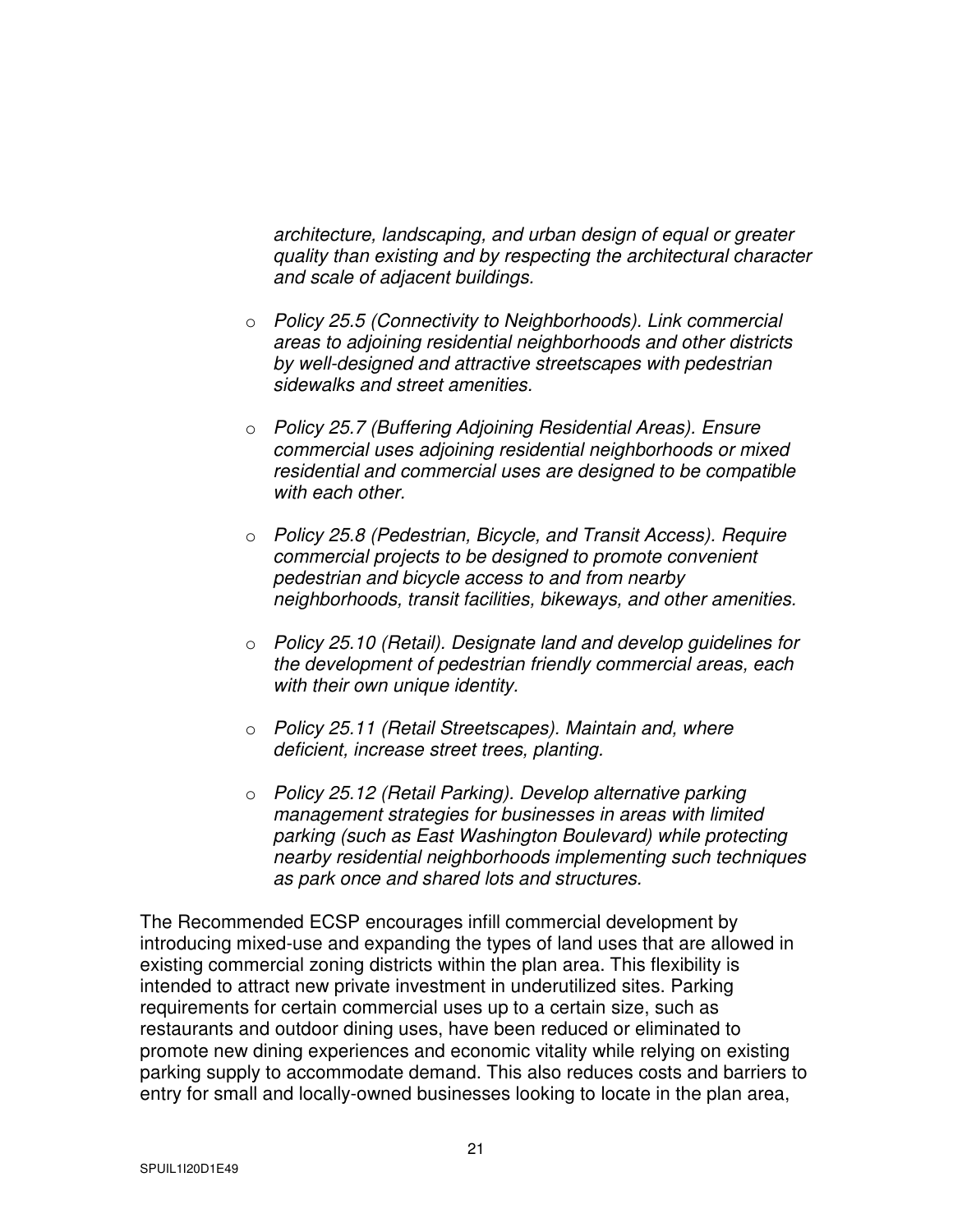*architecture, landscaping, and urban design of equal or greater quality than existing and by respecting the architectural character and scale of adjacent buildings.*

- *Policy 25.5 (Connectivity to Neighborhoods). Link commercial areas to adjoining residential neighborhoods and other districts by well-designed and attractive streetscapes with pedestrian sidewalks and street amenities.*

- *Policy 25.7 (Buffering Adjoining Residential Areas). Ensure commercial uses adjoining residential neighborhoods or mixed residential and commercial uses are designed to be compatible with each other.*

- *Policy 25.8 (Pedestrian, Bicycle, and Transit Access). Require commercial projects to be designed to promote convenient pedestrian and bicycle access to and from nearby neighborhoods, transit facilities, bikeways, and other amenities.*

- *Policy 25.10 (Retail). Designate land and develop guidelines for the development of pedestrian friendly commercial areas, each with their own unique identity.*

- *Policy 25.11 (Retail Streetscapes). Maintain and, where deficient, increase street trees, planting.*

- *Policy 25.12 (Retail Parking). Develop alternative parking management strategies for businesses in areas with limited parking (such as East Washington Boulevard) while protecting nearby residential neighborhoods implementing such techniques as park once and shared lots and structures.*

The Recommended ECSP encourages infill commercial development by introducing mixed-use and expanding the types of land uses that are allowed in existing commercial zoning districts within the plan area. This flexibility is intended to attract new private investment in underutilized sites. Parking requirements for certain commercial uses up to a certain size, such as restaurants and outdoor dining uses, have been reduced or eliminated to promote new dining experiences and economic vitality while relying on existing parking supply to accommodate demand. This also reduces costs and barriers to entry for small and locally-owned businesses looking to locate in the plan area,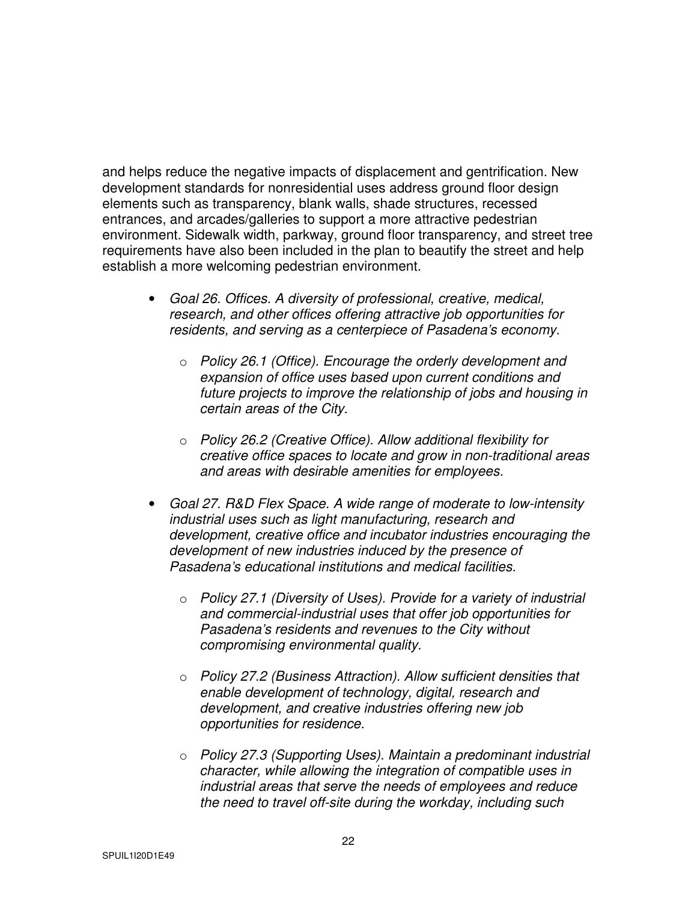and helps reduce the negative impacts of displacement and gentrification. New development standards for nonresidential uses address ground floor design elements such as transparency, blank walls, shade structures, recessed entrances, and arcades/galleries to support a more attractive pedestrian environment. Sidewalk width, parkway, ground floor transparency, and street tree requirements have also been included in the plan to beautify the street and help establish a more welcoming pedestrian environment.

- *Goal 26. Offices. A diversity of professional, creative, medical, research, and other offices offering attractive job opportunities for residents, and serving as a centerpiece of Pasadena's economy.*
  - *Policy 26.1 (Office). Encourage the orderly development and expansion of office uses based upon current conditions and future projects to improve the relationship of jobs and housing in certain areas of the City.*
  - *Policy 26.2 (Creative Office). Allow additional flexibility for creative office spaces to locate and grow in non-traditional areas and areas with desirable amenities for employees.*
- *Goal 27. R&D Flex Space. A wide range of moderate to low-intensity industrial uses such as light manufacturing, research and development, creative office and incubator industries encouraging the development of new industries induced by the presence of Pasadena's educational institutions and medical facilities.*
  - *Policy 27.1 (Diversity of Uses). Provide for a variety of industrial and commercial-industrial uses that offer job opportunities for Pasadena's residents and revenues to the City without compromising environmental quality.*
  - *Policy 27.2 (Business Attraction). Allow sufficient densities that enable development of technology, digital, research and development, and creative industries offering new job opportunities for residence.*
  - *Policy 27.3 (Supporting Uses). Maintain a predominant industrial character, while allowing the integration of compatible uses in industrial areas that serve the needs of employees and reduce the need to travel off-site during the workday, including such*

SPUIL1I20D1E49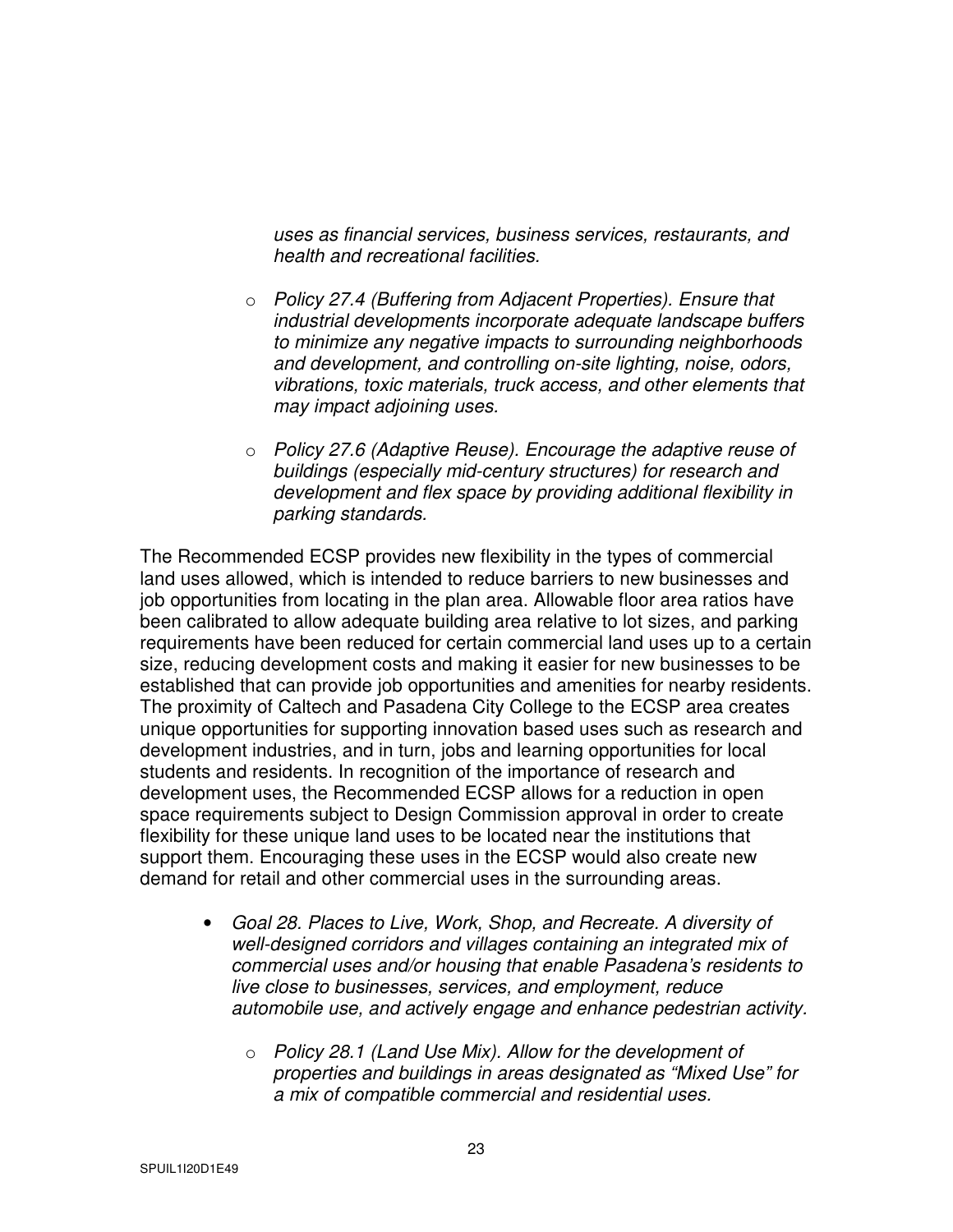*uses as financial services, business services, restaurants, and health and recreational facilities.*

- *Policy 27.4 (Buffering from Adjacent Properties). Ensure that industrial developments incorporate adequate landscape buffers to minimize any negative impacts to surrounding neighborhoods and development, and controlling on-site lighting, noise, odors, vibrations, toxic materials, truck access, and other elements that may impact adjoining uses.*

- *Policy 27.6 (Adaptive Reuse). Encourage the adaptive reuse of buildings (especially mid-century structures) for research and development and flex space by providing additional flexibility in parking standards.*

The Recommended ECSP provides new flexibility in the types of commercial land uses allowed, which is intended to reduce barriers to new businesses and job opportunities from locating in the plan area. Allowable floor area ratios have been calibrated to allow adequate building area relative to lot sizes, and parking requirements have been reduced for certain commercial land uses up to a certain size, reducing development costs and making it easier for new businesses to be established that can provide job opportunities and amenities for nearby residents. The proximity of Caltech and Pasadena City College to the ECSP area creates unique opportunities for supporting innovation based uses such as research and development industries, and in turn, jobs and learning opportunities for local students and residents. In recognition of the importance of research and development uses, the Recommended ECSP allows for a reduction in open space requirements subject to Design Commission approval in order to create flexibility for these unique land uses to be located near the institutions that support them. Encouraging these uses in the ECSP would also create new demand for retail and other commercial uses in the surrounding areas.

- *Goal 28. Places to Live, Work, Shop, and Recreate. A diversity of well-designed corridors and villages containing an integrated mix of commercial uses and/or housing that enable Pasadena's residents to live close to businesses, services, and employment, reduce automobile use, and actively engage and enhance pedestrian activity.*

  - *Policy 28.1 (Land Use Mix). Allow for the development of properties and buildings in areas designated as "Mixed Use" for a mix of compatible commercial and residential uses.*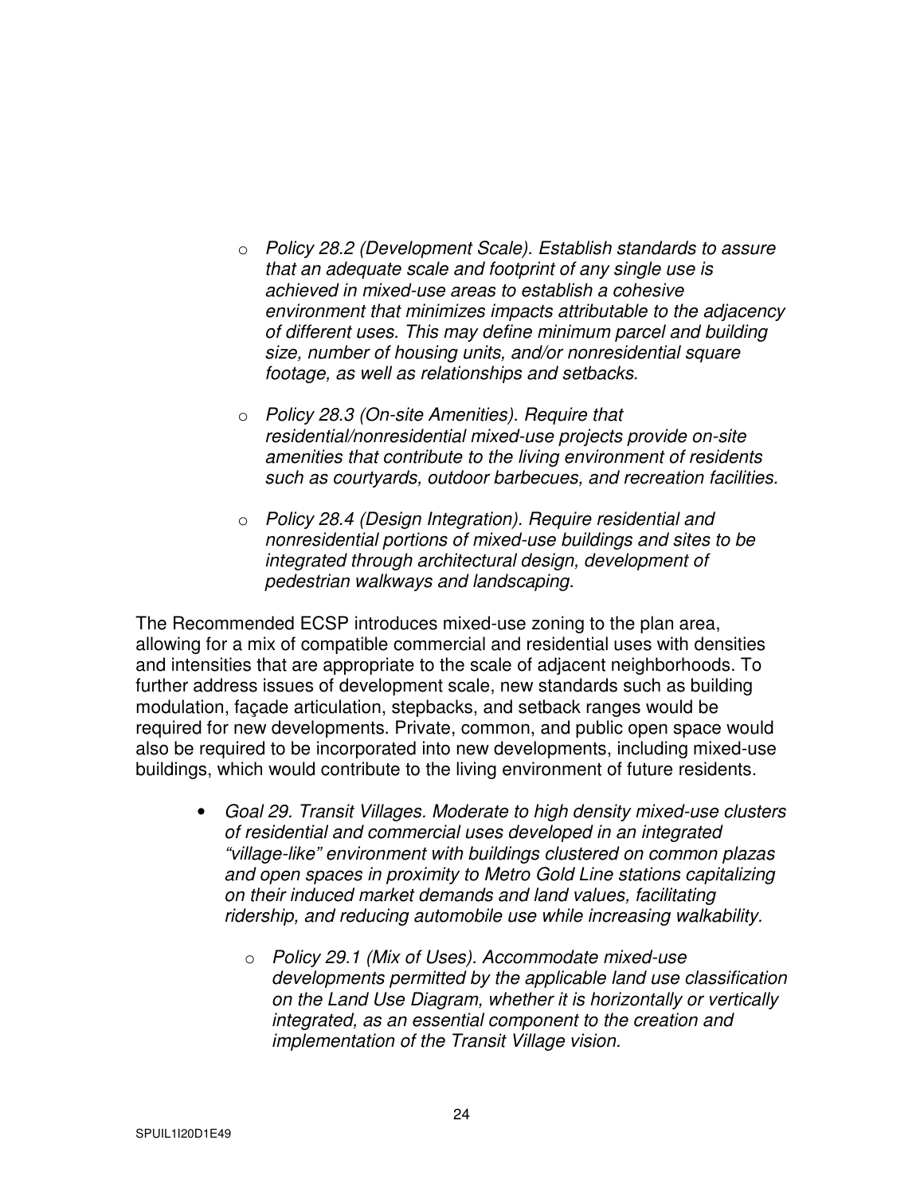- *Policy 28.2 (Development Scale). Establish standards to assure that an adequate scale and footprint of any single use is achieved in mixed-use areas to establish a cohesive environment that minimizes impacts attributable to the adjacency of different uses. This may define minimum parcel and building size, number of housing units, and/or nonresidential square footage, as well as relationships and setbacks.*

- *Policy 28.3 (On-site Amenities). Require that residential/nonresidential mixed-use projects provide on-site amenities that contribute to the living environment of residents such as courtyards, outdoor barbecues, and recreation facilities.*

- *Policy 28.4 (Design Integration). Require residential and nonresidential portions of mixed-use buildings and sites to be integrated through architectural design, development of pedestrian walkways and landscaping.*

The Recommended ECSP introduces mixed-use zoning to the plan area, allowing for a mix of compatible commercial and residential uses with densities and intensities that are appropriate to the scale of adjacent neighborhoods. To further address issues of development scale, new standards such as building modulation, façade articulation, stepbacks, and setback ranges would be required for new developments. Private, common, and public open space would also be required to be incorporated into new developments, including mixed-use buildings, which would contribute to the living environment of future residents.

- *Goal 29. Transit Villages. Moderate to high density mixed-use clusters of residential and commercial uses developed in an integrated "village-like" environment with buildings clustered on common plazas and open spaces in proximity to Metro Gold Line stations capitalizing on their induced market demands and land values, facilitating ridership, and reducing automobile use while increasing walkability.*

  - *Policy 29.1 (Mix of Uses). Accommodate mixed-use developments permitted by the applicable land use classification on the Land Use Diagram, whether it is horizontally or vertically integrated, as an essential component to the creation and implementation of the Transit Village vision.*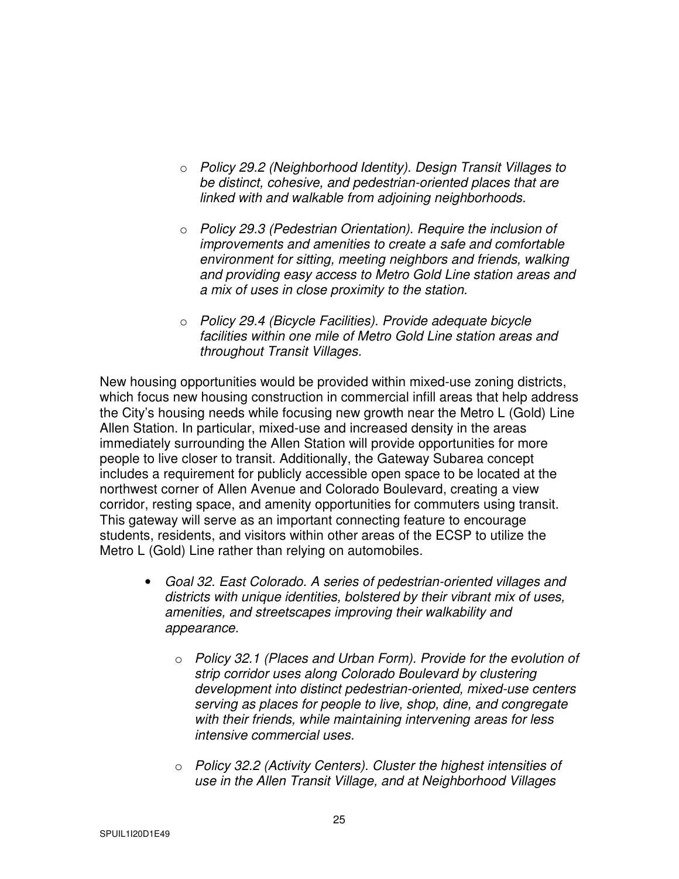- *Policy 29.2 (Neighborhood Identity). Design Transit Villages to be distinct, cohesive, and pedestrian-oriented places that are linked with and walkable from adjoining neighborhoods.*

- *Policy 29.3 (Pedestrian Orientation). Require the inclusion of improvements and amenities to create a safe and comfortable environment for sitting, meeting neighbors and friends, walking and providing easy access to Metro Gold Line station areas and a mix of uses in close proximity to the station.*

- *Policy 29.4 (Bicycle Facilities). Provide adequate bicycle facilities within one mile of Metro Gold Line station areas and throughout Transit Villages.*

New housing opportunities would be provided within mixed-use zoning districts, which focus new housing construction in commercial infill areas that help address the City's housing needs while focusing new growth near the Metro L (Gold) Line Allen Station. In particular, mixed-use and increased density in the areas immediately surrounding the Allen Station will provide opportunities for more people to live closer to transit. Additionally, the Gateway Subarea concept includes a requirement for publicly accessible open space to be located at the northwest corner of Allen Avenue and Colorado Boulevard, creating a view corridor, resting space, and amenity opportunities for commuters using transit. This gateway will serve as an important connecting feature to encourage students, residents, and visitors within other areas of the ECSP to utilize the Metro L (Gold) Line rather than relying on automobiles.

- *Goal 32. East Colorado. A series of pedestrian-oriented villages and districts with unique identities, bolstered by their vibrant mix of uses, amenities, and streetscapes improving their walkability and appearance.*

  - *Policy 32.1 (Places and Urban Form). Provide for the evolution of strip corridor uses along Colorado Boulevard by clustering development into distinct pedestrian-oriented, mixed-use centers serving as places for people to live, shop, dine, and congregate with their friends, while maintaining intervening areas for less intensive commercial uses.*

  - *Policy 32.2 (Activity Centers). Cluster the highest intensities of use in the Allen Transit Village, and at Neighborhood Villages*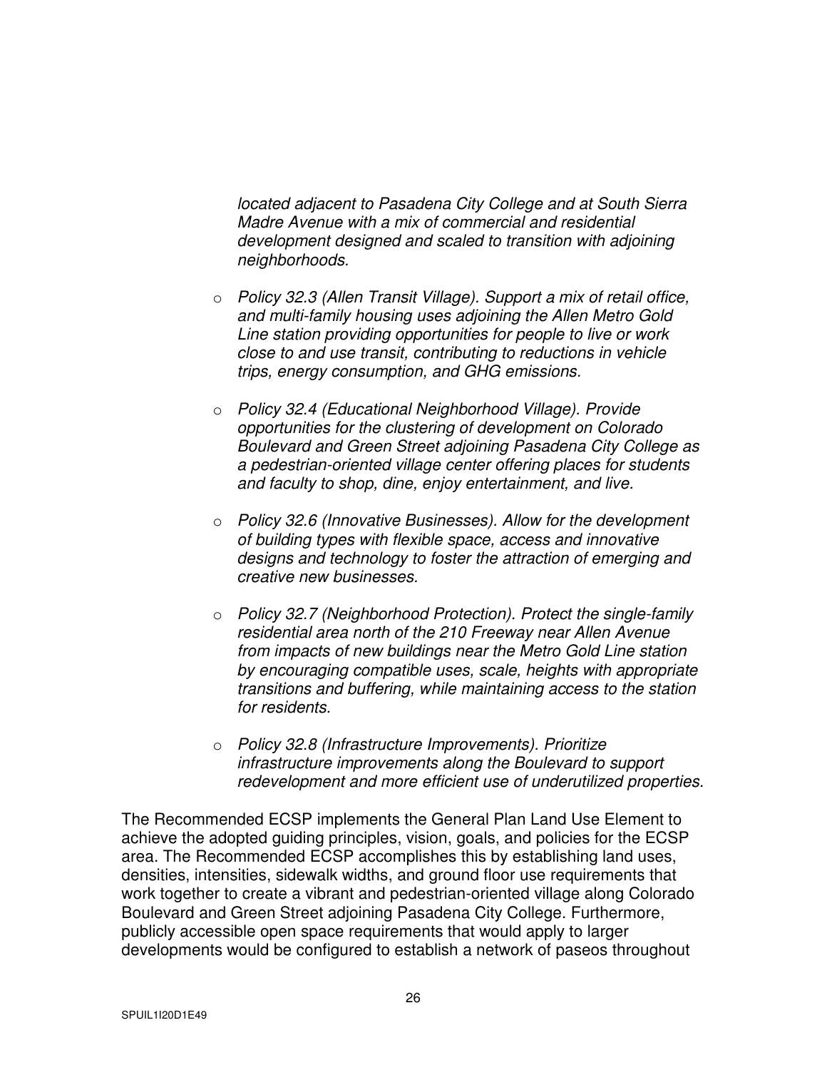*located adjacent to Pasadena City College and at South Sierra Madre Avenue with a mix of commercial and residential development designed and scaled to transition with adjoining neighborhoods.*

- *Policy 32.3 (Allen Transit Village). Support a mix of retail office, and multi-family housing uses adjoining the Allen Metro Gold Line station providing opportunities for people to live or work close to and use transit, contributing to reductions in vehicle trips, energy consumption, and GHG emissions.*

- *Policy 32.4 (Educational Neighborhood Village). Provide opportunities for the clustering of development on Colorado Boulevard and Green Street adjoining Pasadena City College as a pedestrian-oriented village center offering places for students and faculty to shop, dine, enjoy entertainment, and live.*

- *Policy 32.6 (Innovative Businesses). Allow for the development of building types with flexible space, access and innovative designs and technology to foster the attraction of emerging and creative new businesses.*

- *Policy 32.7 (Neighborhood Protection). Protect the single-family residential area north of the 210 Freeway near Allen Avenue from impacts of new buildings near the Metro Gold Line station by encouraging compatible uses, scale, heights with appropriate transitions and buffering, while maintaining access to the station for residents.*

- *Policy 32.8 (Infrastructure Improvements). Prioritize infrastructure improvements along the Boulevard to support redevelopment and more efficient use of underutilized properties.*

The Recommended ECSP implements the General Plan Land Use Element to achieve the adopted guiding principles, vision, goals, and policies for the ECSP area. The Recommended ECSP accomplishes this by establishing land uses, densities, intensities, sidewalk widths, and ground floor use requirements that work together to create a vibrant and pedestrian-oriented village along Colorado Boulevard and Green Street adjoining Pasadena City College. Furthermore, publicly accessible open space requirements that would apply to larger developments would be configured to establish a network of paseos throughout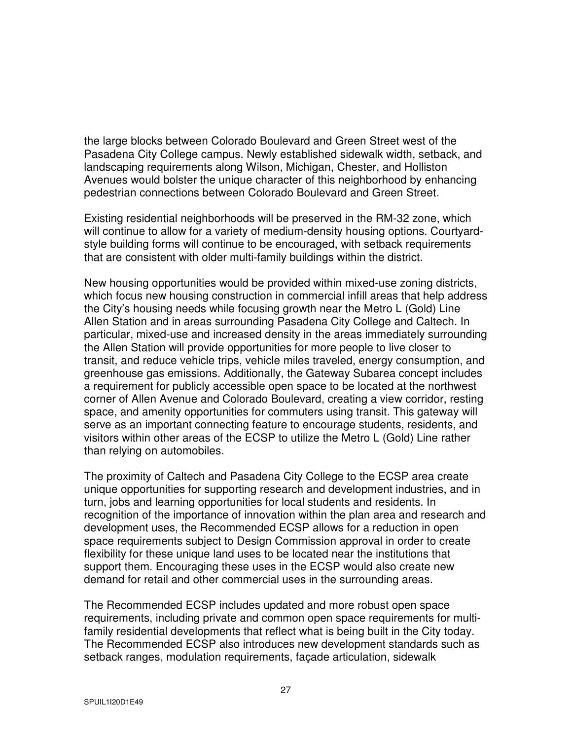the large blocks between Colorado Boulevard and Green Street west of the Pasadena City College campus. Newly established sidewalk width, setback, and landscaping requirements along Wilson, Michigan, Chester, and Holliston Avenues would bolster the unique character of this neighborhood by enhancing pedestrian connections between Colorado Boulevard and Green Street.

Existing residential neighborhoods will be preserved in the RM-32 zone, which will continue to allow for a variety of medium-density housing options. Courtyard-style building forms will continue to be encouraged, with setback requirements that are consistent with older multi-family buildings within the district.

New housing opportunities would be provided within mixed-use zoning districts, which focus new housing construction in commercial infill areas that help address the City's housing needs while focusing growth near the Metro L (Gold) Line Allen Station and in areas surrounding Pasadena City College and Caltech. In particular, mixed-use and increased density in the areas immediately surrounding the Allen Station will provide opportunities for more people to live closer to transit, and reduce vehicle trips, vehicle miles traveled, energy consumption, and greenhouse gas emissions. Additionally, the Gateway Subarea concept includes a requirement for publicly accessible open space to be located at the northwest corner of Allen Avenue and Colorado Boulevard, creating a view corridor, resting space, and amenity opportunities for commuters using transit. This gateway will serve as an important connecting feature to encourage students, residents, and visitors within other areas of the ECSP to utilize the Metro L (Gold) Line rather than relying on automobiles.

The proximity of Caltech and Pasadena City College to the ECSP area create unique opportunities for supporting research and development industries, and in turn, jobs and learning opportunities for local students and residents. In recognition of the importance of innovation within the plan area and research and development uses, the Recommended ECSP allows for a reduction in open space requirements subject to Design Commission approval in order to create flexibility for these unique land uses to be located near the institutions that support them. Encouraging these uses in the ECSP would also create new demand for retail and other commercial uses in the surrounding areas.

The Recommended ECSP includes updated and more robust open space requirements, including private and common open space requirements for multi-family residential developments that reflect what is being built in the City today. The Recommended ECSP also introduces new development standards such as setback ranges, modulation requirements, façade articulation, sidewalk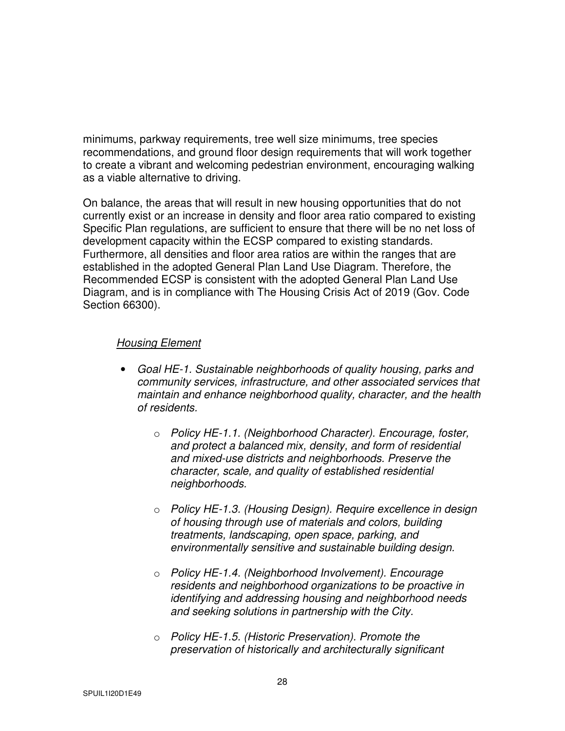minimums, parkway requirements, tree well size minimums, tree species recommendations, and ground floor design requirements that will work together to create a vibrant and welcoming pedestrian environment, encouraging walking as a viable alternative to driving.

On balance, the areas that will result in new housing opportunities that do not currently exist or an increase in density and floor area ratio compared to existing Specific Plan regulations, are sufficient to ensure that there will be no net loss of development capacity within the ECSP compared to existing standards. Furthermore, all densities and floor area ratios are within the ranges that are established in the adopted General Plan Land Use Diagram. Therefore, the Recommended ECSP is consistent with the adopted General Plan Land Use Diagram, and is in compliance with The Housing Crisis Act of 2019 (Gov. Code Section 66300).

<u>*Housing Element*</u>

- *Goal HE-1. Sustainable neighborhoods of quality housing, parks and community services, infrastructure, and other associated services that maintain and enhance neighborhood quality, character, and the health of residents.*
  - *Policy HE-1.1. (Neighborhood Character). Encourage, foster, and protect a balanced mix, density, and form of residential and mixed-use districts and neighborhoods. Preserve the character, scale, and quality of established residential neighborhoods.*
  - *Policy HE-1.3. (Housing Design). Require excellence in design of housing through use of materials and colors, building treatments, landscaping, open space, parking, and environmentally sensitive and sustainable building design.*
  - *Policy HE-1.4. (Neighborhood Involvement). Encourage residents and neighborhood organizations to be proactive in identifying and addressing housing and neighborhood needs and seeking solutions in partnership with the City.*
  - *Policy HE-1.5. (Historic Preservation). Promote the preservation of historically and architecturally significant*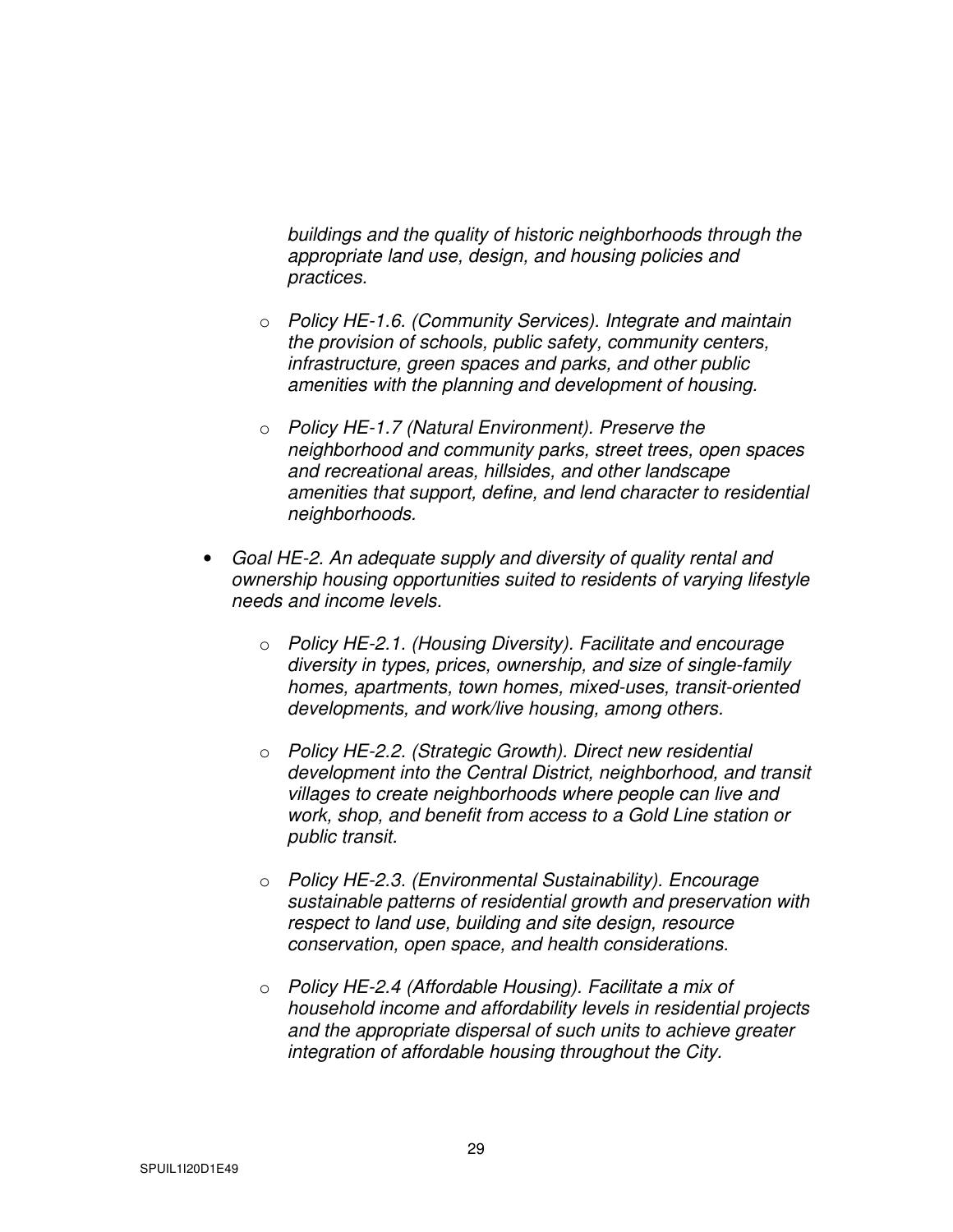*buildings and the quality of historic neighborhoods through the appropriate land use, design, and housing policies and practices.*

- *Policy HE-1.6. (Community Services). Integrate and maintain the provision of schools, public safety, community centers, infrastructure, green spaces and parks, and other public amenities with the planning and development of housing.*

- *Policy HE-1.7 (Natural Environment). Preserve the neighborhood and community parks, street trees, open spaces and recreational areas, hillsides, and other landscape amenities that support, define, and lend character to residential neighborhoods.*

- *Goal HE-2. An adequate supply and diversity of quality rental and ownership housing opportunities suited to residents of varying lifestyle needs and income levels.*

  - *Policy HE-2.1. (Housing Diversity). Facilitate and encourage diversity in types, prices, ownership, and size of single-family homes, apartments, town homes, mixed-uses, transit-oriented developments, and work/live housing, among others.*

  - *Policy HE-2.2. (Strategic Growth). Direct new residential development into the Central District, neighborhood, and transit villages to create neighborhoods where people can live and work, shop, and benefit from access to a Gold Line station or public transit.*

  - *Policy HE-2.3. (Environmental Sustainability). Encourage sustainable patterns of residential growth and preservation with respect to land use, building and site design, resource conservation, open space, and health considerations.*

  - *Policy HE-2.4 (Affordable Housing). Facilitate a mix of household income and affordability levels in residential projects and the appropriate dispersal of such units to achieve greater integration of affordable housing throughout the City.*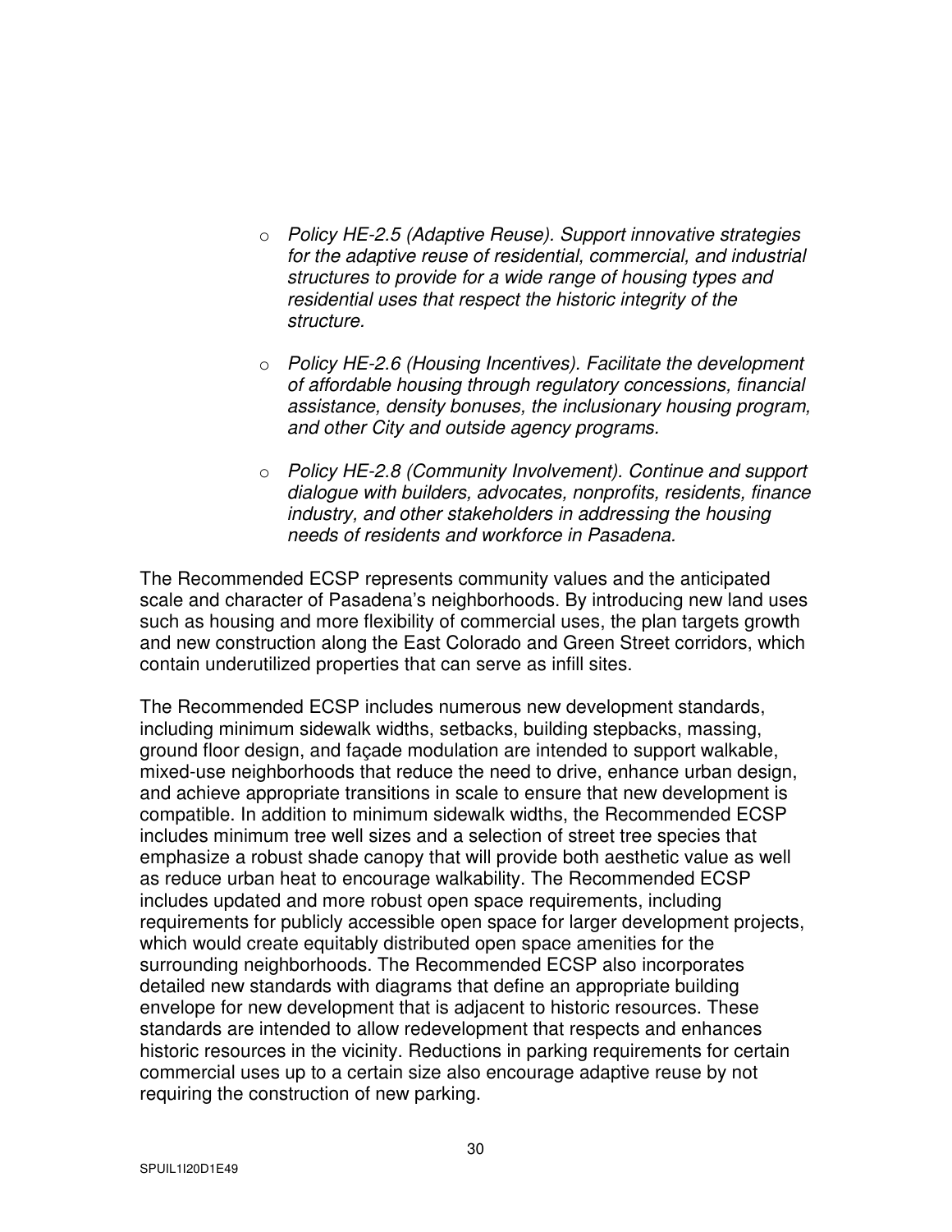- *Policy HE-2.5 (Adaptive Reuse). Support innovative strategies for the adaptive reuse of residential, commercial, and industrial structures to provide for a wide range of housing types and residential uses that respect the historic integrity of the structure.*

- *Policy HE-2.6 (Housing Incentives). Facilitate the development of affordable housing through regulatory concessions, financial assistance, density bonuses, the inclusionary housing program, and other City and outside agency programs.*

- *Policy HE-2.8 (Community Involvement). Continue and support dialogue with builders, advocates, nonprofits, residents, finance industry, and other stakeholders in addressing the housing needs of residents and workforce in Pasadena.*

The Recommended ECSP represents community values and the anticipated scale and character of Pasadena's neighborhoods. By introducing new land uses such as housing and more flexibility of commercial uses, the plan targets growth and new construction along the East Colorado and Green Street corridors, which contain underutilized properties that can serve as infill sites.

The Recommended ECSP includes numerous new development standards, including minimum sidewalk widths, setbacks, building stepbacks, massing, ground floor design, and façade modulation are intended to support walkable, mixed-use neighborhoods that reduce the need to drive, enhance urban design, and achieve appropriate transitions in scale to ensure that new development is compatible. In addition to minimum sidewalk widths, the Recommended ECSP includes minimum tree well sizes and a selection of street tree species that emphasize a robust shade canopy that will provide both aesthetic value as well as reduce urban heat to encourage walkability. The Recommended ECSP includes updated and more robust open space requirements, including requirements for publicly accessible open space for larger development projects, which would create equitably distributed open space amenities for the surrounding neighborhoods. The Recommended ECSP also incorporates detailed new standards with diagrams that define an appropriate building envelope for new development that is adjacent to historic resources. These standards are intended to allow redevelopment that respects and enhances historic resources in the vicinity. Reductions in parking requirements for certain commercial uses up to a certain size also encourage adaptive reuse by not requiring the construction of new parking.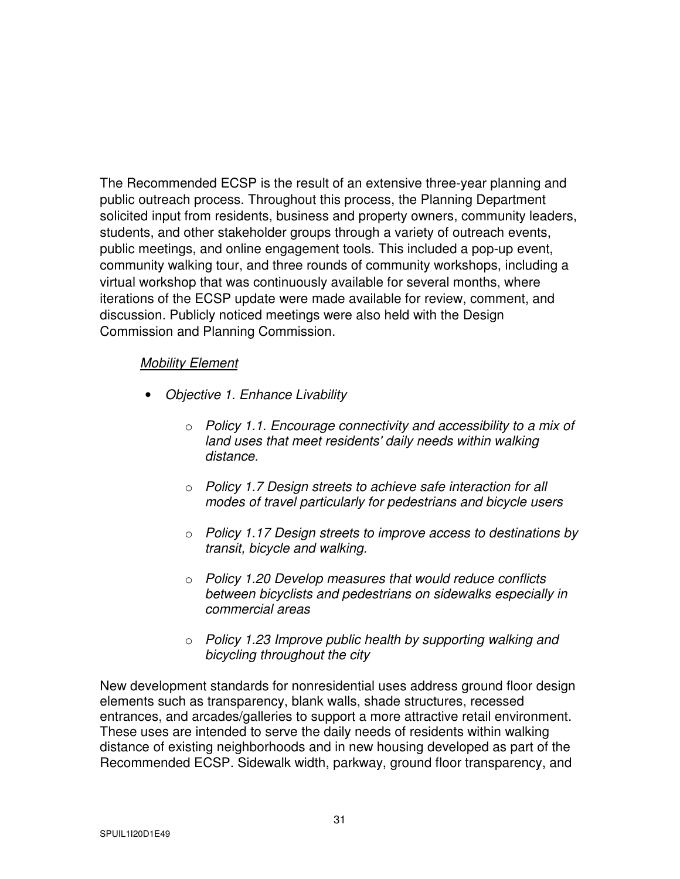The Recommended ECSP is the result of an extensive three-year planning and public outreach process. Throughout this process, the Planning Department solicited input from residents, business and property owners, community leaders, students, and other stakeholder groups through a variety of outreach events, public meetings, and online engagement tools. This included a pop-up event, community walking tour, and three rounds of community workshops, including a virtual workshop that was continuously available for several months, where iterations of the ECSP update were made available for review, comment, and discussion. Publicly noticed meetings were also held with the Design Commission and Planning Commission.

*Mobility Element*

- *Objective 1. Enhance Livability*
  - *Policy 1.1. Encourage connectivity and accessibility to a mix of land uses that meet residents' daily needs within walking distance.*
  - *Policy 1.7 Design streets to achieve safe interaction for all modes of travel particularly for pedestrians and bicycle users*
  - *Policy 1.17 Design streets to improve access to destinations by transit, bicycle and walking.*
  - *Policy 1.20 Develop measures that would reduce conflicts between bicyclists and pedestrians on sidewalks especially in commercial areas*
  - *Policy 1.23 Improve public health by supporting walking and bicycling throughout the city*

New development standards for nonresidential uses address ground floor design elements such as transparency, blank walls, shade structures, recessed entrances, and arcades/galleries to support a more attractive retail environment. These uses are intended to serve the daily needs of residents within walking distance of existing neighborhoods and in new housing developed as part of the Recommended ECSP. Sidewalk width, parkway, ground floor transparency, and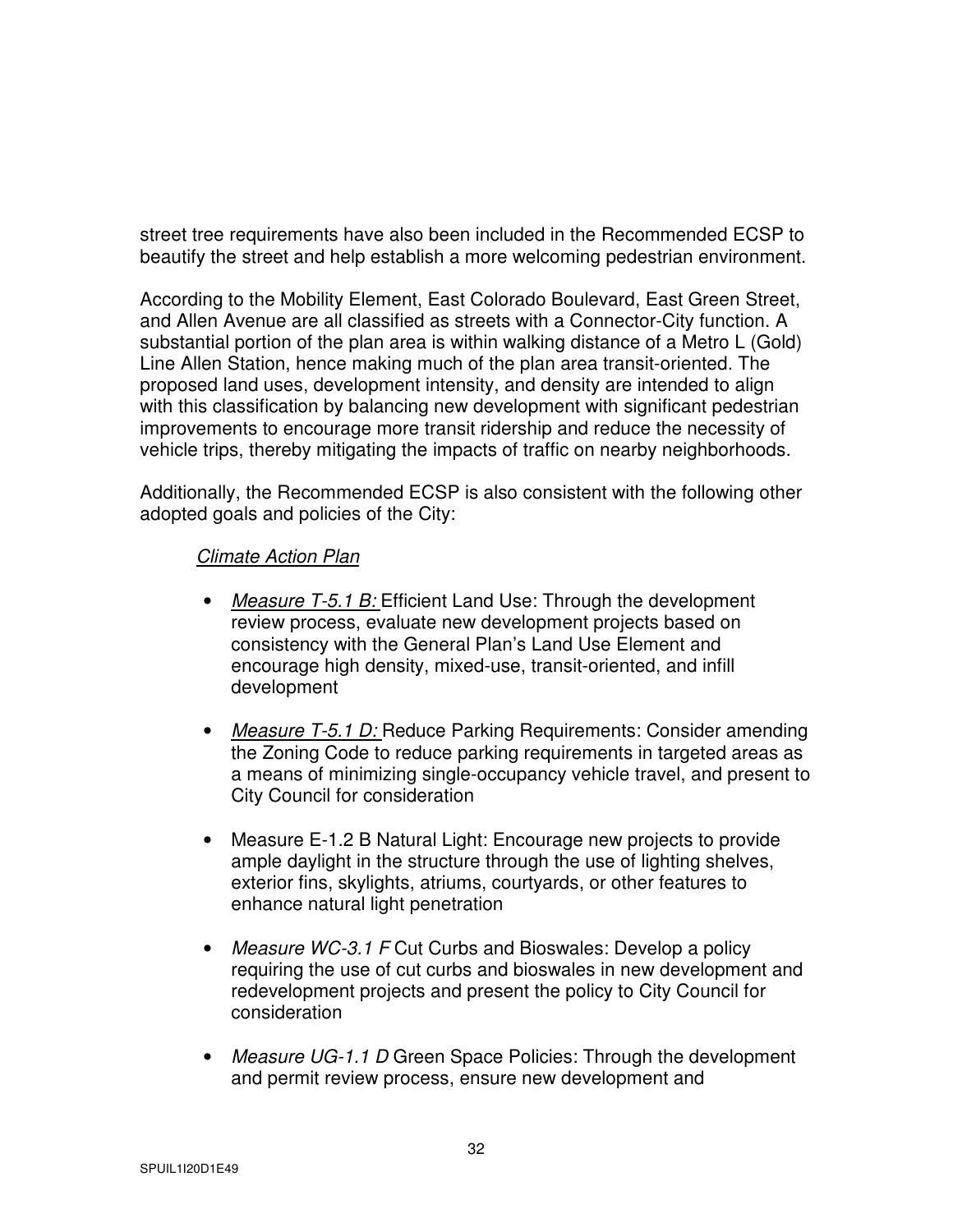street tree requirements have also been included in the Recommended ECSP to beautify the street and help establish a more welcoming pedestrian environment.

According to the Mobility Element, East Colorado Boulevard, East Green Street, and Allen Avenue are all classified as streets with a Connector-City function. A substantial portion of the plan area is within walking distance of a Metro L (Gold) Line Allen Station, hence making much of the plan area transit-oriented. The proposed land uses, development intensity, and density are intended to align with this classification by balancing new development with significant pedestrian improvements to encourage more transit ridership and reduce the necessity of vehicle trips, thereby mitigating the impacts of traffic on nearby neighborhoods.

Additionally, the Recommended ECSP is also consistent with the following other adopted goals and policies of the City:

*Climate Action Plan*

- *Measure T-5.1 B:* Efficient Land Use: Through the development review process, evaluate new development projects based on consistency with the General Plan's Land Use Element and encourage high density, mixed-use, transit-oriented, and infill development
- *Measure T-5.1 D:* Reduce Parking Requirements: Consider amending the Zoning Code to reduce parking requirements in targeted areas as a means of minimizing single-occupancy vehicle travel, and present to City Council for consideration
- Measure E-1.2 B Natural Light: Encourage new projects to provide ample daylight in the structure through the use of lighting shelves, exterior fins, skylights, atriums, courtyards, or other features to enhance natural light penetration
- *Measure WC-3.1 F* Cut Curbs and Bioswales: Develop a policy requiring the use of cut curbs and bioswales in new development and redevelopment projects and present the policy to City Council for consideration
- *Measure UG-1.1 D* Green Space Policies: Through the development and permit review process, ensure new development and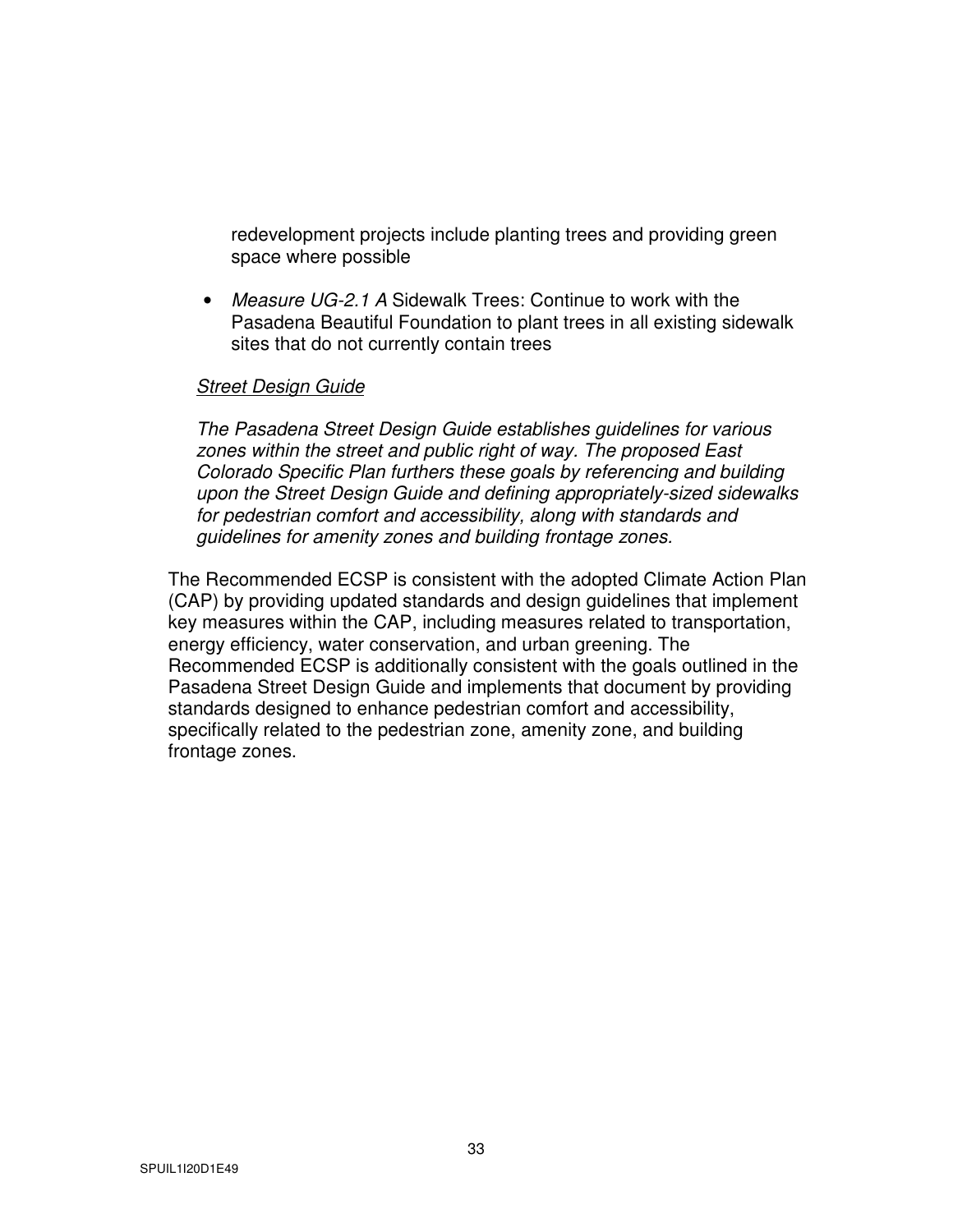redevelopment projects include planting trees and providing green space where possible

- *Measure UG-2.1 A* Sidewalk Trees: Continue to work with the Pasadena Beautiful Foundation to plant trees in all existing sidewalk sites that do not currently contain trees

<u>*Street Design Guide*</u>

*The Pasadena Street Design Guide establishes guidelines for various zones within the street and public right of way. The proposed East Colorado Specific Plan furthers these goals by referencing and building upon the Street Design Guide and defining appropriately-sized sidewalks for pedestrian comfort and accessibility, along with standards and guidelines for amenity zones and building frontage zones.*

The Recommended ECSP is consistent with the adopted Climate Action Plan (CAP) by providing updated standards and design guidelines that implement key measures within the CAP, including measures related to transportation, energy efficiency, water conservation, and urban greening. The Recommended ECSP is additionally consistent with the goals outlined in the Pasadena Street Design Guide and implements that document by providing standards designed to enhance pedestrian comfort and accessibility, specifically related to the pedestrian zone, amenity zone, and building frontage zones.

SPUIL1I20D1E49